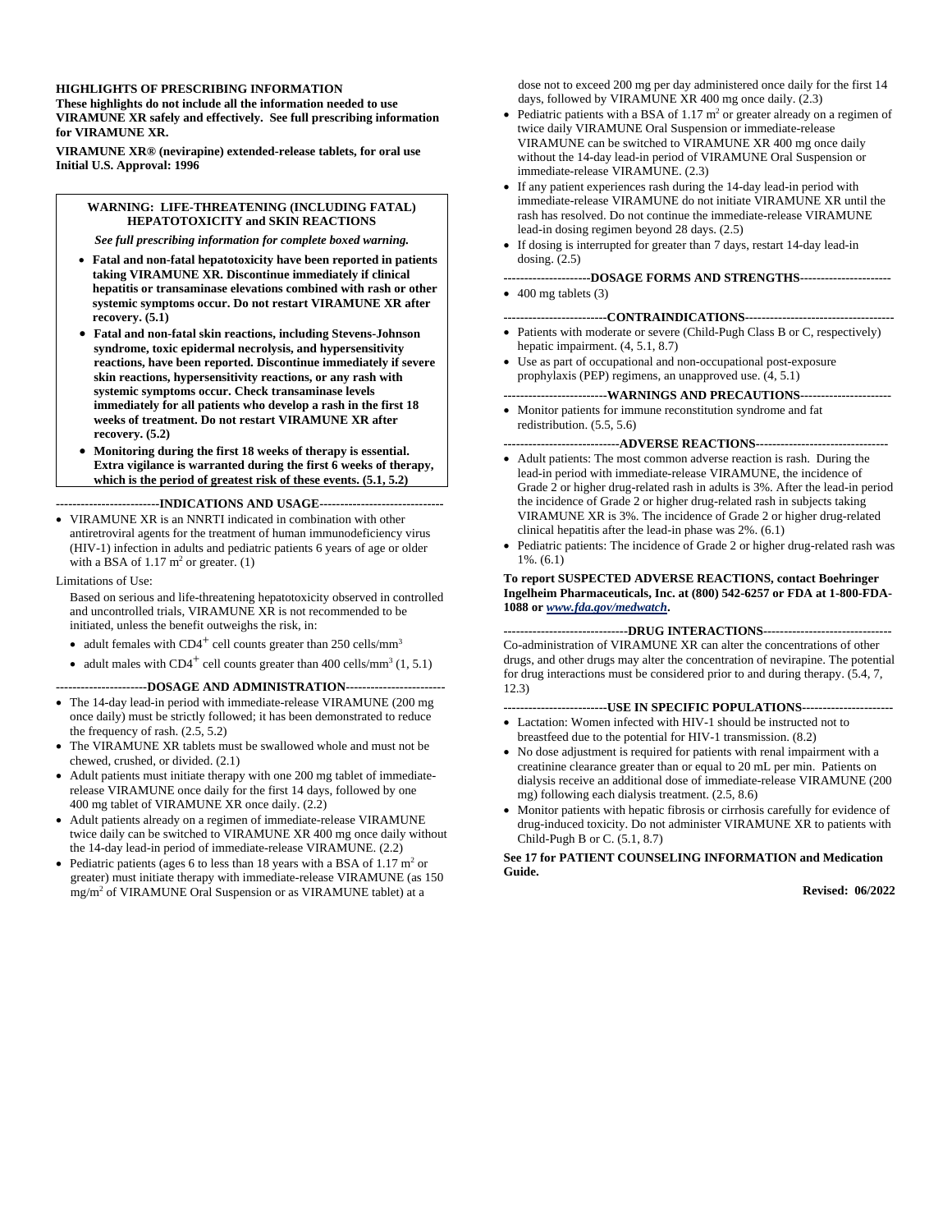**HIGHLIGHTS OF PRESCRIBING INFORMATION**
**These highlights do not include all the information needed to use VIRAMUNE XR safely and effectively. See full prescribing information for VIRAMUNE XR.**

**VIRAMUNE XR® (nevirapine) extended-release tablets, for oral use**
**Initial U.S. Approval: 1996**

**WARNING: LIFE-THREATENING (INCLUDING FATAL) HEPATOTOXICITY and SKIN REACTIONS**

***See full prescribing information for complete boxed warning.***

- **Fatal and non-fatal hepatotoxicity have been reported in patients taking VIRAMUNE XR. Discontinue immediately if clinical hepatitis or transaminase elevations combined with rash or other systemic symptoms occur. Do not restart VIRAMUNE XR after recovery. (5.1)**
- **Fatal and non-fatal skin reactions, including Stevens-Johnson syndrome, toxic epidermal necrolysis, and hypersensitivity reactions, have been reported. Discontinue immediately if severe skin reactions, hypersensitivity reactions, or any rash with systemic symptoms occur. Check transaminase levels immediately for all patients who develop a rash in the first 18 weeks of treatment. Do not restart VIRAMUNE XR after recovery. (5.2)**
- **Monitoring during the first 18 weeks of therapy is essential. Extra vigilance is warranted during the first 6 weeks of therapy, which is the period of greatest risk of these events. (5.1, 5.2)**

**-------------------------INDICATIONS AND USAGE-----------------------------**

- VIRAMUNE XR is an NNRTI indicated in combination with other antiretroviral agents for the treatment of human immunodeficiency virus (HIV-1) infection in adults and pediatric patients 6 years of age or older with a BSA of 1.17 $m^2$ or greater. (1)

Limitations of Use:

Based on serious and life-threatening hepatotoxicity observed in controlled and uncontrolled trials, VIRAMUNE XR is not recommended to be initiated, unless the benefit outweighs the risk, in:

- adult females with $CD4^+$ cell counts greater than 250 cells/$mm^3$
- adult males with $CD4^+$ cell counts greater than 400 cells/$mm^3$ (1, 5.1)

**----------------------DOSAGE AND ADMINISTRATION-----------------------**

- The 14-day lead-in period with immediate-release VIRAMUNE (200 mg once daily) must be strictly followed; it has been demonstrated to reduce the frequency of rash. (2.5, 5.2)
- The VIRAMUNE XR tablets must be swallowed whole and must not be chewed, crushed, or divided. (2.1)
- Adult patients must initiate therapy with one 200 mg tablet of immediate-release VIRAMUNE once daily for the first 14 days, followed by one 400 mg tablet of VIRAMUNE XR once daily. (2.2)
- Adult patients already on a regimen of immediate-release VIRAMUNE twice daily can be switched to VIRAMUNE XR 400 mg once daily without the 14-day lead-in period of immediate-release VIRAMUNE. (2.2)
- Pediatric patients (ages 6 to less than 18 years with a BSA of 1.17 $m^2$ or greater) must initiate therapy with immediate-release VIRAMUNE (as 150 mg/$m^2$ of VIRAMUNE Oral Suspension or as VIRAMUNE tablet) at a dose not to exceed 200 mg per day administered once daily for the first 14 days, followed by VIRAMUNE XR 400 mg once daily. (2.3)
- Pediatric patients with a BSA of 1.17 $m^2$ or greater already on a regimen of twice daily VIRAMUNE Oral Suspension or immediate-release VIRAMUNE can be switched to VIRAMUNE XR 400 mg once daily without the 14-day lead-in period of VIRAMUNE Oral Suspension or immediate-release VIRAMUNE. (2.3)
- If any patient experiences rash during the 14-day lead-in period with immediate-release VIRAMUNE do not initiate VIRAMUNE XR until the rash has resolved. Do not continue the immediate-release VIRAMUNE lead-in dosing regimen beyond 28 days. (2.5)
- If dosing is interrupted for greater than 7 days, restart 14-day lead-in dosing. (2.5)

**---------------------DOSAGE FORMS AND STRENGTHS----------------------**

- 400 mg tablets (3)

**-------------------------CONTRAINDICATIONS------------------------------------**

- Patients with moderate or severe (Child-Pugh Class B or C, respectively) hepatic impairment. (4, 5.1, 8.7)
- Use as part of occupational and non-occupational post-exposure prophylaxis (PEP) regimens, an unapproved use. (4, 5.1)

**-------------------------WARNINGS AND PRECAUTIONS----------------------**

- Monitor patients for immune reconstitution syndrome and fat redistribution. (5.5, 5.6)

**----------------------------ADVERSE REACTIONS--------------------------------**

- Adult patients: The most common adverse reaction is rash. During the lead-in period with immediate-release VIRAMUNE, the incidence of Grade 2 or higher drug-related rash in adults is 3%. After the lead-in period the incidence of Grade 2 or higher drug-related rash in subjects taking VIRAMUNE XR is 3%. The incidence of Grade 2 or higher drug-related clinical hepatitis after the lead-in phase was 2%. (6.1)
- Pediatric patients: The incidence of Grade 2 or higher drug-related rash was 1%. (6.1)

**To report SUSPECTED ADVERSE REACTIONS, contact Boehringer Ingelheim Pharmaceuticals, Inc. at (800) 542-6257 or FDA at 1-800-FDA-1088 or *www.fda.gov/medwatch*.**

**------------------------------DRUG INTERACTIONS-------------------------------**

Co-administration of VIRAMUNE XR can alter the concentrations of other drugs, and other drugs may alter the concentration of nevirapine. The potential for drug interactions must be considered prior to and during therapy. (5.4, 7, 12.3)

**-------------------------USE IN SPECIFIC POPULATIONS---------------------**

- Lactation: Women infected with HIV-1 should be instructed not to breastfeed due to the potential for HIV-1 transmission. (8.2)
- No dose adjustment is required for patients with renal impairment with a creatinine clearance greater than or equal to 20 mL per min. Patients on dialysis receive an additional dose of immediate-release VIRAMUNE (200 mg) following each dialysis treatment. (2.5, 8.6)
- Monitor patients with hepatic fibrosis or cirrhosis carefully for evidence of drug-induced toxicity. Do not administer VIRAMUNE XR to patients with Child-Pugh B or C. (5.1, 8.7)

**See 17 for PATIENT COUNSELING INFORMATION and Medication Guide.**

**Revised: 06/2022**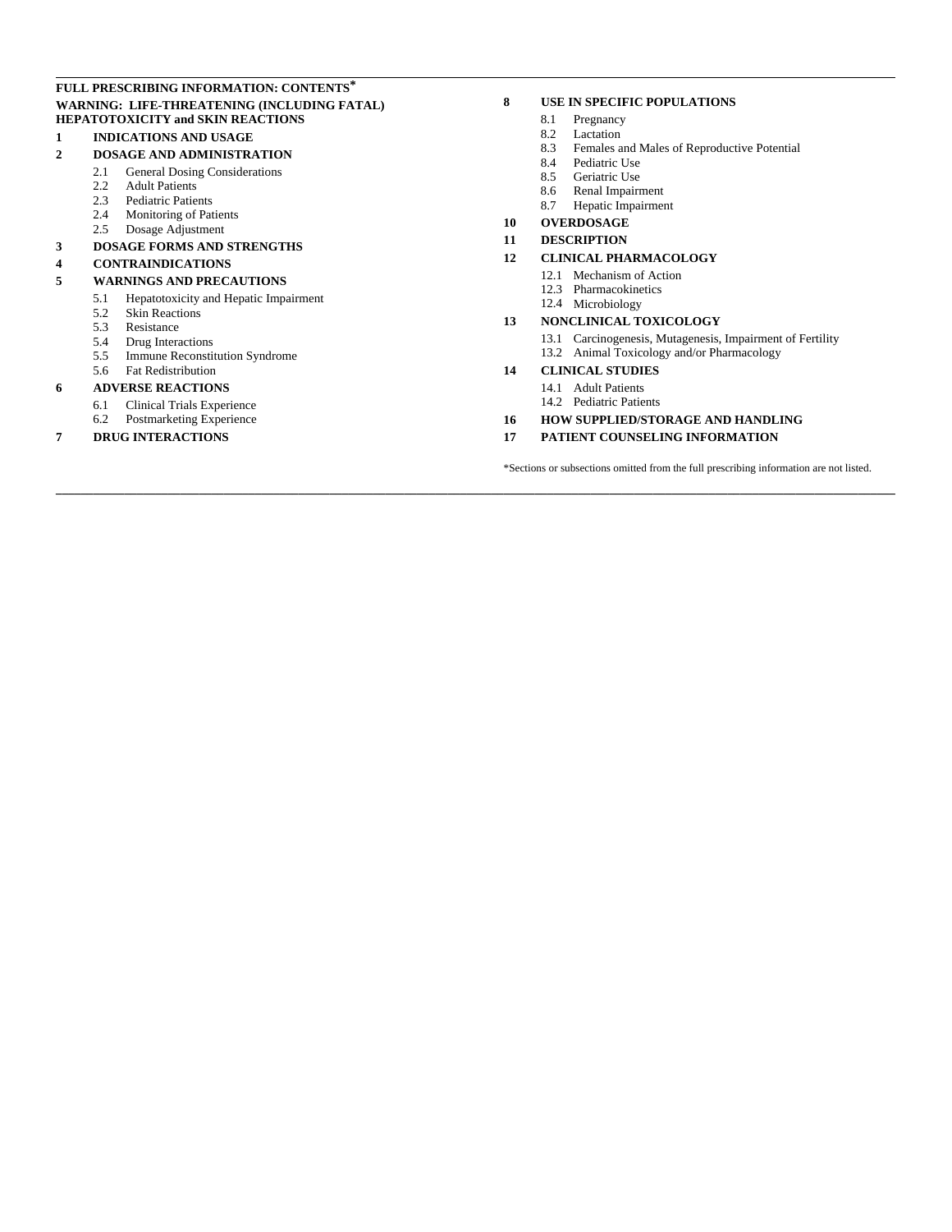**FULL PRESCRIBING INFORMATION: CONTENTS***

**WARNING: LIFE-THREATENING (INCLUDING FATAL) HEPATOTOXICITY and SKIN REACTIONS**

**1 INDICATIONS AND USAGE**

**2 DOSAGE AND ADMINISTRATION**

- 2.1 General Dosing Considerations
- 2.2 Adult Patients
- 2.3 Pediatric Patients
- 2.4 Monitoring of Patients
- 2.5 Dosage Adjustment

**3 DOSAGE FORMS AND STRENGTHS**

**4 CONTRAINDICATIONS**

**5 WARNINGS AND PRECAUTIONS**

- 5.1 Hepatotoxicity and Hepatic Impairment
- 5.2 Skin Reactions
- 5.3 Resistance
- 5.4 Drug Interactions
- 5.5 Immune Reconstitution Syndrome
- 5.6 Fat Redistribution

**6 ADVERSE REACTIONS**

- 6.1 Clinical Trials Experience
- 6.2 Postmarketing Experience

**7 DRUG INTERACTIONS**

**8 USE IN SPECIFIC POPULATIONS**

- 8.1 Pregnancy
- 8.2 Lactation
- 8.3 Females and Males of Reproductive Potential
- 8.4 Pediatric Use
- 8.5 Geriatric Use
- 8.6 Renal Impairment
- 8.7 Hepatic Impairment

**10 OVERDOSAGE**

**11 DESCRIPTION**

**12 CLINICAL PHARMACOLOGY**

- 12.1 Mechanism of Action
- 12.3 Pharmacokinetics
- 12.4 Microbiology

**13 NONCLINICAL TOXICOLOGY**

- 13.1 Carcinogenesis, Mutagenesis, Impairment of Fertility
- 13.2 Animal Toxicology and/or Pharmacology

**14 CLINICAL STUDIES**

- 14.1 Adult Patients
- 14.2 Pediatric Patients

**16 HOW SUPPLIED/STORAGE AND HANDLING**

**17 PATIENT COUNSELING INFORMATION**

*Sections or subsections omitted from the full prescribing information are not listed.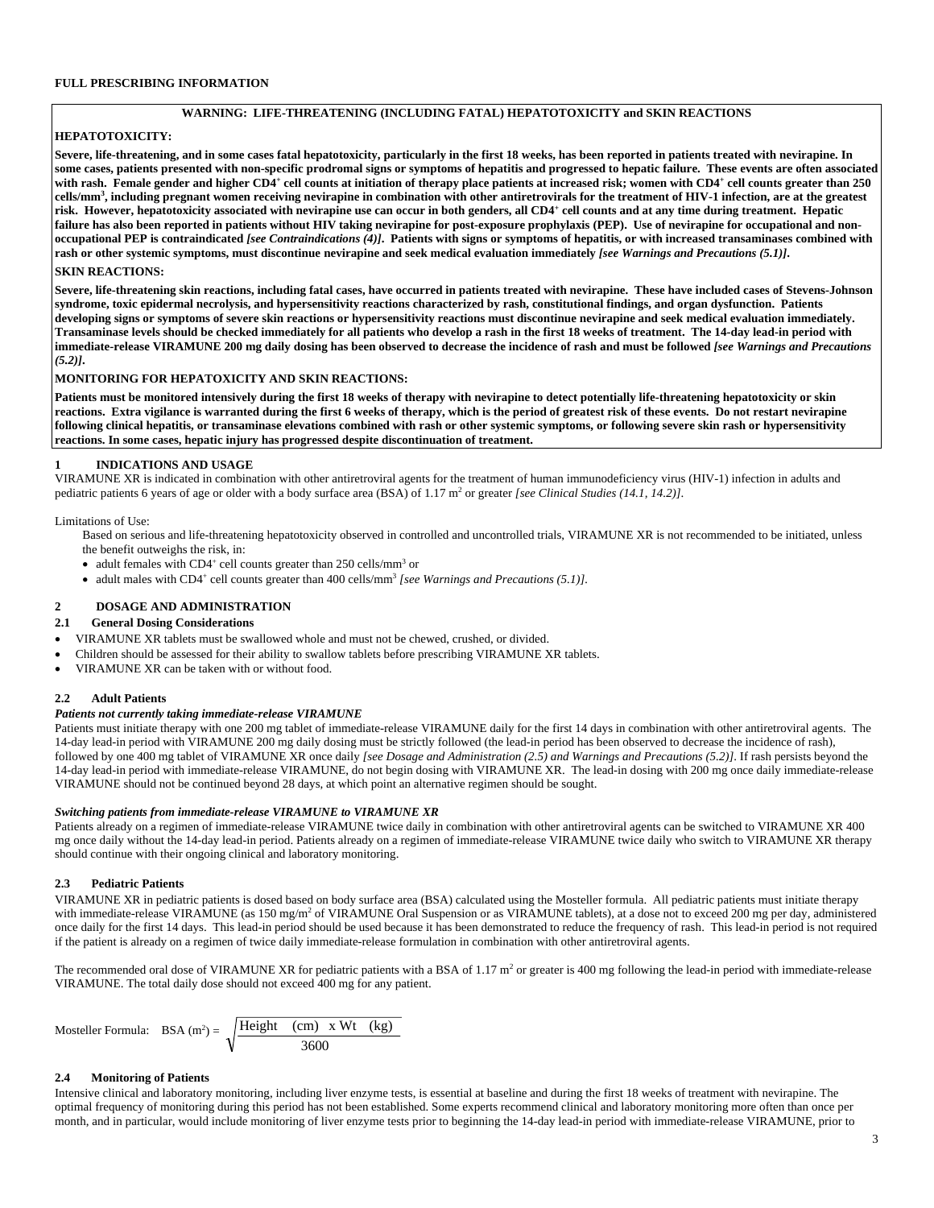# FULL PRESCRIBING INFORMATION

**WARNING: LIFE-THREATENING (INCLUDING FATAL) HEPATOTOXICITY and SKIN REACTIONS**

**HEPATOTOXICITY:**

**Severe, life-threatening, and in some cases fatal hepatotoxicity, particularly in the first 18 weeks, has been reported in patients treated with nevirapine. In some cases, patients presented with non-specific prodromal signs or symptoms of hepatitis and progressed to hepatic failure. These events are often associated with rash. Female gender and higher CD4⁺ cell counts at initiation of therapy place patients at increased risk; women with CD4⁺ cell counts greater than 250 cells/mm³, including pregnant women receiving nevirapine in combination with other antiretrovirals for the treatment of HIV-1 infection, are at the greatest risk. However, hepatotoxicity associated with nevirapine use can occur in both genders, all CD4⁺ cell counts and at any time during treatment. Hepatic failure has also been reported in patients without HIV taking nevirapine for post-exposure prophylaxis (PEP). Use of nevirapine for occupational and non-occupational PEP is contraindicated *[see Contraindications (4)]*. Patients with signs or symptoms of hepatitis, or with increased transaminases combined with rash or other systemic symptoms, must discontinue nevirapine and seek medical evaluation immediately *[see Warnings and Precautions (5.1)]*.**

**SKIN REACTIONS:**

**Severe, life-threatening skin reactions, including fatal cases, have occurred in patients treated with nevirapine. These have included cases of Stevens-Johnson syndrome, toxic epidermal necrolysis, and hypersensitivity reactions characterized by rash, constitutional findings, and organ dysfunction. Patients developing signs or symptoms of severe skin reactions or hypersensitivity reactions must discontinue nevirapine and seek medical evaluation immediately. Transaminase levels should be checked immediately for all patients who develop a rash in the first 18 weeks of treatment. The 14-day lead-in period with immediate-release VIRAMUNE 200 mg daily dosing has been observed to decrease the incidence of rash and must be followed *[see Warnings and Precautions (5.2)]*.**

**MONITORING FOR HEPATOTOXICITY AND SKIN REACTIONS:**

**Patients must be monitored intensively during the first 18 weeks of therapy with nevirapine to detect potentially life-threatening hepatotoxicity or skin reactions. Extra vigilance is warranted during the first 6 weeks of therapy, which is the period of greatest risk of these events. Do not restart nevirapine following clinical hepatitis, or transaminase elevations combined with rash or other systemic symptoms, or following severe skin rash or hypersensitivity reactions. In some cases, hepatic injury has progressed despite discontinuation of treatment.**

## 1 INDICATIONS AND USAGE

VIRAMUNE XR is indicated in combination with other antiretroviral agents for the treatment of human immunodeficiency virus (HIV-1) infection in adults and pediatric patients 6 years of age or older with a body surface area (BSA) of 1.17 m² or greater *[see Clinical Studies (14.1, 14.2)]*.

Limitations of Use:

Based on serious and life-threatening hepatotoxicity observed in controlled and uncontrolled trials, VIRAMUNE XR is not recommended to be initiated, unless the benefit outweighs the risk, in:

- adult females with CD4⁺ cell counts greater than 250 cells/mm³ or
- adult males with CD4⁺ cell counts greater than 400 cells/mm³ *[see Warnings and Precautions (5.1)]*.

## 2 DOSAGE AND ADMINISTRATION

### 2.1 General Dosing Considerations

- VIRAMUNE XR tablets must be swallowed whole and must not be chewed, crushed, or divided.
- Children should be assessed for their ability to swallow tablets before prescribing VIRAMUNE XR tablets.
- VIRAMUNE XR can be taken with or without food.

### 2.2 Adult Patients

***Patients not currently taking immediate-release VIRAMUNE***

Patients must initiate therapy with one 200 mg tablet of immediate-release VIRAMUNE daily for the first 14 days in combination with other antiretroviral agents. The 14-day lead-in period with VIRAMUNE 200 mg daily dosing must be strictly followed (the lead-in period has been observed to decrease the incidence of rash), followed by one 400 mg tablet of VIRAMUNE XR once daily *[see Dosage and Administration (2.5) and Warnings and Precautions (5.2)]*. If rash persists beyond the 14-day lead-in period with immediate-release VIRAMUNE, do not begin dosing with VIRAMUNE XR. The lead-in dosing with 200 mg once daily immediate-release VIRAMUNE should not be continued beyond 28 days, at which point an alternative regimen should be sought.

***Switching patients from immediate-release VIRAMUNE to VIRAMUNE XR***

Patients already on a regimen of immediate-release VIRAMUNE twice daily in combination with other antiretroviral agents can be switched to VIRAMUNE XR 400 mg once daily without the 14-day lead-in period. Patients already on a regimen of immediate-release VIRAMUNE twice daily who switch to VIRAMUNE XR therapy should continue with their ongoing clinical and laboratory monitoring.

### 2.3 Pediatric Patients

VIRAMUNE XR in pediatric patients is dosed based on body surface area (BSA) calculated using the Mosteller formula. All pediatric patients must initiate therapy with immediate-release VIRAMUNE (as 150 mg/m² of VIRAMUNE Oral Suspension or as VIRAMUNE tablets), at a dose not to exceed 200 mg per day, administered once daily for the first 14 days. This lead-in period should be used because it has been demonstrated to reduce the frequency of rash. This lead-in period is not required if the patient is already on a regimen of twice daily immediate-release formulation in combination with other antiretroviral agents.

The recommended oral dose of VIRAMUNE XR for pediatric patients with a BSA of 1.17 m² or greater is 400 mg following the lead-in period with immediate-release VIRAMUNE. The total daily dose should not exceed 400 mg for any patient.

Mosteller Formula: $$\text{BSA (m}^2\text{)} = \sqrt{\frac{\text{Height (cm)} \times \text{Wt (kg)}}{3600}}$$

### 2.4 Monitoring of Patients

Intensive clinical and laboratory monitoring, including liver enzyme tests, is essential at baseline and during the first 18 weeks of treatment with nevirapine. The optimal frequency of monitoring during this period has not been established. Some experts recommend clinical and laboratory monitoring more often than once per month, and in particular, would include monitoring of liver enzyme tests prior to beginning the 14-day lead-in period with immediate-release VIRAMUNE, prior to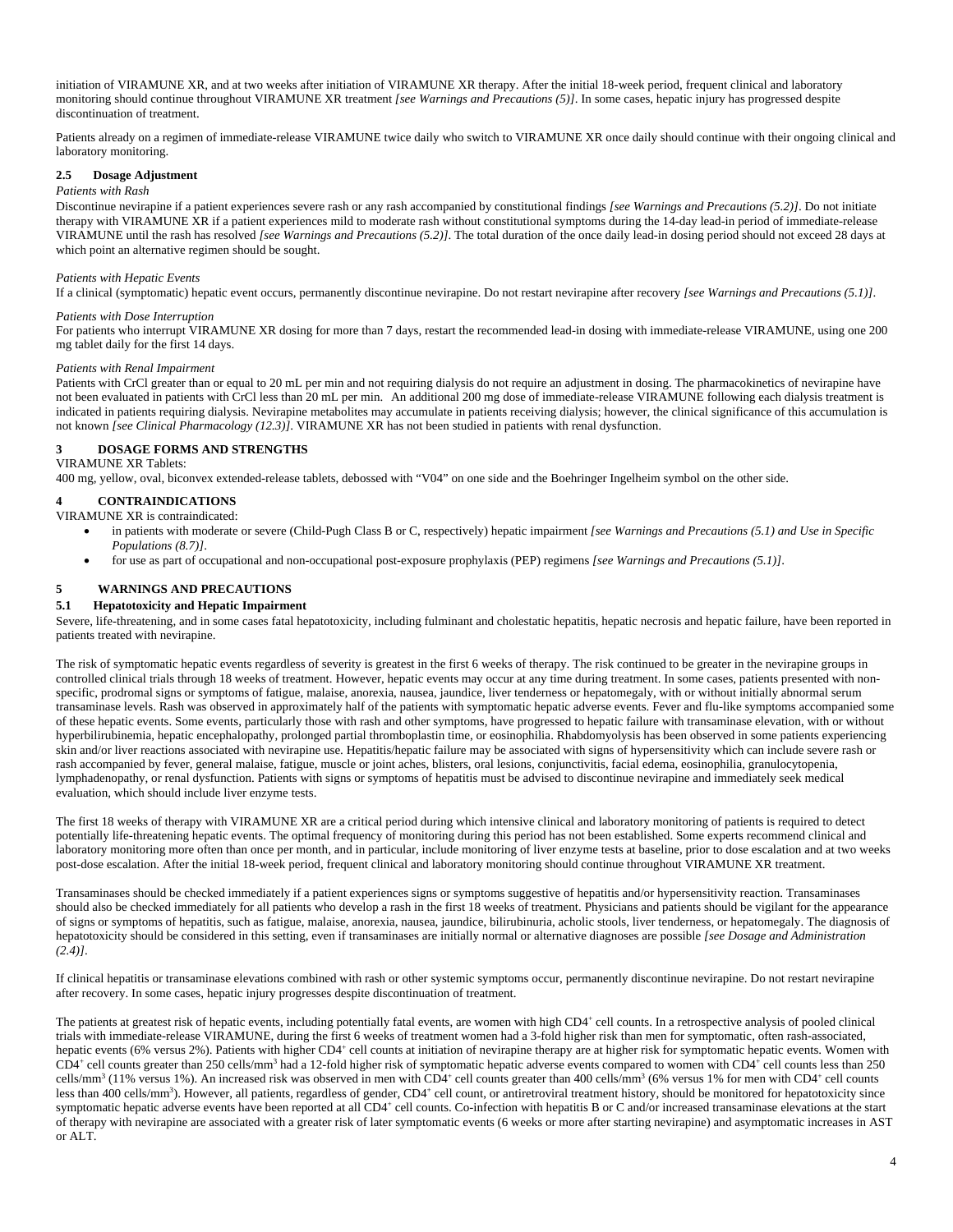initiation of VIRAMUNE XR, and at two weeks after initiation of VIRAMUNE XR therapy. After the initial 18-week period, frequent clinical and laboratory monitoring should continue throughout VIRAMUNE XR treatment *[see Warnings and Precautions (5)]*. In some cases, hepatic injury has progressed despite discontinuation of treatment.

Patients already on a regimen of immediate-release VIRAMUNE twice daily who switch to VIRAMUNE XR once daily should continue with their ongoing clinical and laboratory monitoring.

### 2.5 Dosage Adjustment

*Patients with Rash*

Discontinue nevirapine if a patient experiences severe rash or any rash accompanied by constitutional findings *[see Warnings and Precautions (5.2)]*. Do not initiate therapy with VIRAMUNE XR if a patient experiences mild to moderate rash without constitutional symptoms during the 14-day lead-in period of immediate-release VIRAMUNE until the rash has resolved *[see Warnings and Precautions (5.2)]*. The total duration of the once daily lead-in dosing period should not exceed 28 days at which point an alternative regimen should be sought.

*Patients with Hepatic Events*

If a clinical (symptomatic) hepatic event occurs, permanently discontinue nevirapine. Do not restart nevirapine after recovery *[see Warnings and Precautions (5.1)]*.

*Patients with Dose Interruption*

For patients who interrupt VIRAMUNE XR dosing for more than 7 days, restart the recommended lead-in dosing with immediate-release VIRAMUNE, using one 200 mg tablet daily for the first 14 days.

*Patients with Renal Impairment*

Patients with CrCl greater than or equal to 20 mL per min and not requiring dialysis do not require an adjustment in dosing. The pharmacokinetics of nevirapine have not been evaluated in patients with CrCl less than 20 mL per min. An additional 200 mg dose of immediate-release VIRAMUNE following each dialysis treatment is indicated in patients requiring dialysis. Nevirapine metabolites may accumulate in patients receiving dialysis; however, the clinical significance of this accumulation is not known *[see Clinical Pharmacology (12.3)]*. VIRAMUNE XR has not been studied in patients with renal dysfunction.

## 3 DOSAGE FORMS AND STRENGTHS

VIRAMUNE XR Tablets:

400 mg, yellow, oval, biconvex extended-release tablets, debossed with “V04” on one side and the Boehringer Ingelheim symbol on the other side.

## 4 CONTRAINDICATIONS

VIRAMUNE XR is contraindicated:

- in patients with moderate or severe (Child-Pugh Class B or C, respectively) hepatic impairment *[see Warnings and Precautions (5.1) and Use in Specific Populations (8.7)]*.
- for use as part of occupational and non-occupational post-exposure prophylaxis (PEP) regimens *[see Warnings and Precautions (5.1)]*.

## 5 WARNINGS AND PRECAUTIONS

### 5.1 Hepatotoxicity and Hepatic Impairment

Severe, life-threatening, and in some cases fatal hepatotoxicity, including fulminant and cholestatic hepatitis, hepatic necrosis and hepatic failure, have been reported in patients treated with nevirapine.

The risk of symptomatic hepatic events regardless of severity is greatest in the first 6 weeks of therapy. The risk continued to be greater in the nevirapine groups in controlled clinical trials through 18 weeks of treatment. However, hepatic events may occur at any time during treatment. In some cases, patients presented with non-specific, prodromal signs or symptoms of fatigue, malaise, anorexia, nausea, jaundice, liver tenderness or hepatomegaly, with or without initially abnormal serum transaminase levels. Rash was observed in approximately half of the patients with symptomatic hepatic adverse events. Fever and flu-like symptoms accompanied some of these hepatic events. Some events, particularly those with rash and other symptoms, have progressed to hepatic failure with transaminase elevation, with or without hyperbilirubinemia, hepatic encephalopathy, prolonged partial thromboplastin time, or eosinophilia. Rhabdomyolysis has been observed in some patients experiencing skin and/or liver reactions associated with nevirapine use. Hepatitis/hepatic failure may be associated with signs of hypersensitivity which can include severe rash or rash accompanied by fever, general malaise, fatigue, muscle or joint aches, blisters, oral lesions, conjunctivitis, facial edema, eosinophilia, granulocytopenia, lymphadenopathy, or renal dysfunction. Patients with signs or symptoms of hepatitis must be advised to discontinue nevirapine and immediately seek medical evaluation, which should include liver enzyme tests.

The first 18 weeks of therapy with VIRAMUNE XR are a critical period during which intensive clinical and laboratory monitoring of patients is required to detect potentially life-threatening hepatic events. The optimal frequency of monitoring during this period has not been established. Some experts recommend clinical and laboratory monitoring more often than once per month, and in particular, include monitoring of liver enzyme tests at baseline, prior to dose escalation and at two weeks post-dose escalation. After the initial 18-week period, frequent clinical and laboratory monitoring should continue throughout VIRAMUNE XR treatment.

Transaminases should be checked immediately if a patient experiences signs or symptoms suggestive of hepatitis and/or hypersensitivity reaction. Transaminases should also be checked immediately for all patients who develop a rash in the first 18 weeks of treatment. Physicians and patients should be vigilant for the appearance of signs or symptoms of hepatitis, such as fatigue, malaise, anorexia, nausea, jaundice, bilirubinuria, acholic stools, liver tenderness, or hepatomegaly. The diagnosis of hepatotoxicity should be considered in this setting, even if transaminases are initially normal or alternative diagnoses are possible *[see Dosage and Administration (2.4)]*.

If clinical hepatitis or transaminase elevations combined with rash or other systemic symptoms occur, permanently discontinue nevirapine. Do not restart nevirapine after recovery. In some cases, hepatic injury progresses despite discontinuation of treatment.

The patients at greatest risk of hepatic events, including potentially fatal events, are women with high $CD4^+$ cell counts. In a retrospective analysis of pooled clinical trials with immediate-release VIRAMUNE, during the first 6 weeks of treatment women had a 3-fold higher risk than men for symptomatic, often rash-associated, hepatic events (6% versus 2%). Patients with higher $CD4^+$ cell counts at initiation of nevirapine therapy are at higher risk for symptomatic hepatic events. Women with $CD4^+$ cell counts greater than 250 cells/$mm^3$ had a 12-fold higher risk of symptomatic hepatic adverse events compared to women with $CD4^+$ cell counts less than 250 cells/$mm^3$ (11% versus 1%). An increased risk was observed in men with $CD4^+$ cell counts greater than 400 cells/$mm^3$ (6% versus 1% for men with $CD4^+$ cell counts less than 400 cells/$mm^3$). However, all patients, regardless of gender, $CD4^+$ cell count, or antiretroviral treatment history, should be monitored for hepatotoxicity since symptomatic hepatic adverse events have been reported at all $CD4^+$ cell counts. Co-infection with hepatitis B or C and/or increased transaminase elevations at the start of therapy with nevirapine are associated with a greater risk of later symptomatic events (6 weeks or more after starting nevirapine) and asymptomatic increases in AST or ALT.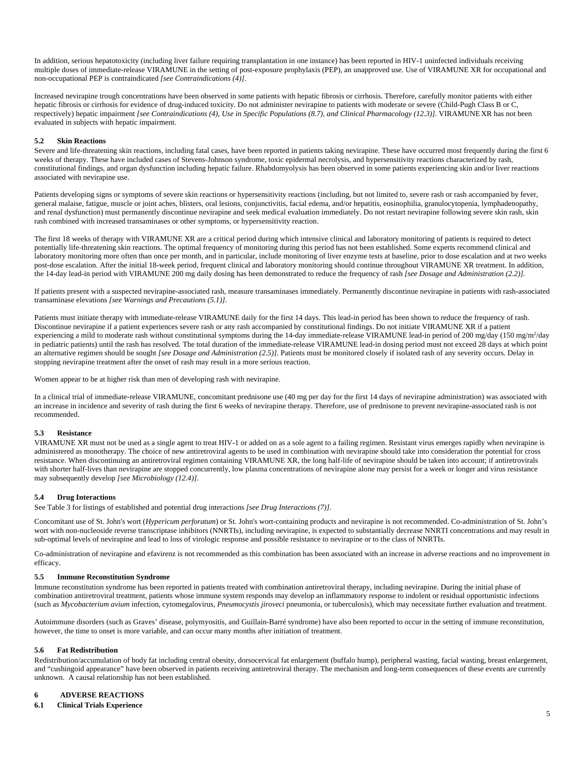In addition, serious hepatotoxicity (including liver failure requiring transplantation in one instance) has been reported in HIV-1 uninfected individuals receiving multiple doses of immediate-release VIRAMUNE in the setting of post-exposure prophylaxis (PEP), an unapproved use. Use of VIRAMUNE XR for occupational and non-occupational PEP is contraindicated *[see Contraindications (4)]*.

Increased nevirapine trough concentrations have been observed in some patients with hepatic fibrosis or cirrhosis. Therefore, carefully monitor patients with either hepatic fibrosis or cirrhosis for evidence of drug-induced toxicity. Do not administer nevirapine to patients with moderate or severe (Child-Pugh Class B or C, respectively) hepatic impairment *[see Contraindications (4), Use in Specific Populations (8.7), and Clinical Pharmacology (12.3)]*. VIRAMUNE XR has not been evaluated in subjects with hepatic impairment.

### 5.2 Skin Reactions

Severe and life-threatening skin reactions, including fatal cases, have been reported in patients taking nevirapine. These have occurred most frequently during the first 6 weeks of therapy. These have included cases of Stevens-Johnson syndrome, toxic epidermal necrolysis, and hypersensitivity reactions characterized by rash, constitutional findings, and organ dysfunction including hepatic failure. Rhabdomyolysis has been observed in some patients experiencing skin and/or liver reactions associated with nevirapine use.

Patients developing signs or symptoms of severe skin reactions or hypersensitivity reactions (including, but not limited to, severe rash or rash accompanied by fever, general malaise, fatigue, muscle or joint aches, blisters, oral lesions, conjunctivitis, facial edema, and/or hepatitis, eosinophilia, granulocytopenia, lymphadenopathy, and renal dysfunction) must permanently discontinue nevirapine and seek medical evaluation immediately. Do not restart nevirapine following severe skin rash, skin rash combined with increased transaminases or other symptoms, or hypersensitivity reaction.

The first 18 weeks of therapy with VIRAMUNE XR are a critical period during which intensive clinical and laboratory monitoring of patients is required to detect potentially life-threatening skin reactions. The optimal frequency of monitoring during this period has not been established. Some experts recommend clinical and laboratory monitoring more often than once per month, and in particular, include monitoring of liver enzyme tests at baseline, prior to dose escalation and at two weeks post-dose escalation. After the initial 18-week period, frequent clinical and laboratory monitoring should continue throughout VIRAMUNE XR treatment. In addition, the 14-day lead-in period with VIRAMUNE 200 mg daily dosing has been demonstrated to reduce the frequency of rash *[see Dosage and Administration (2.2)]*.

If patients present with a suspected nevirapine-associated rash, measure transaminases immediately. Permanently discontinue nevirapine in patients with rash-associated transaminase elevations *[see Warnings and Precautions (5.1)]*.

Patients must initiate therapy with immediate-release VIRAMUNE daily for the first 14 days. This lead-in period has been shown to reduce the frequency of rash. Discontinue nevirapine if a patient experiences severe rash or any rash accompanied by constitutional findings. Do not initiate VIRAMUNE XR if a patient experiencing a mild to moderate rash without constitutional symptoms during the 14-day immediate-release VIRAMUNE lead-in period of 200 mg/day (150 mg/m$^2$/day in pediatric patients) until the rash has resolved. The total duration of the immediate-release VIRAMUNE lead-in dosing period must not exceed 28 days at which point an alternative regimen should be sought *[see Dosage and Administration (2.5)]*. Patients must be monitored closely if isolated rash of any severity occurs. Delay in stopping nevirapine treatment after the onset of rash may result in a more serious reaction.

Women appear to be at higher risk than men of developing rash with nevirapine.

In a clinical trial of immediate-release VIRAMUNE, concomitant prednisone use (40 mg per day for the first 14 days of nevirapine administration) was associated with an increase in incidence and severity of rash during the first 6 weeks of nevirapine therapy. Therefore, use of prednisone to prevent nevirapine-associated rash is not recommended.

### 5.3 Resistance

VIRAMUNE XR must not be used as a single agent to treat HIV-1 or added on as a sole agent to a failing regimen. Resistant virus emerges rapidly when nevirapine is administered as monotherapy. The choice of new antiretroviral agents to be used in combination with nevirapine should take into consideration the potential for cross resistance. When discontinuing an antiretroviral regimen containing VIRAMUNE XR, the long half-life of nevirapine should be taken into account; if antiretrovirals with shorter half-lives than nevirapine are stopped concurrently, low plasma concentrations of nevirapine alone may persist for a week or longer and virus resistance may subsequently develop *[see Microbiology (12.4)]*.

### 5.4 Drug Interactions

See Table 3 for listings of established and potential drug interactions *[see Drug Interactions (7)]*.

Concomitant use of St. John's wort (*Hypericum perforatum*) or St. John's wort-containing products and nevirapine is not recommended. Co-administration of St. John's wort with non-nucleoside reverse transcriptase inhibitors (NNRTIs), including nevirapine, is expected to substantially decrease NNRTI concentrations and may result in sub-optimal levels of nevirapine and lead to loss of virologic response and possible resistance to nevirapine or to the class of NNRTIs.

Co-administration of nevirapine and efavirenz is not recommended as this combination has been associated with an increase in adverse reactions and no improvement in efficacy.

### 5.5 Immune Reconstitution Syndrome

Immune reconstitution syndrome has been reported in patients treated with combination antiretroviral therapy, including nevirapine. During the initial phase of combination antiretroviral treatment, patients whose immune system responds may develop an inflammatory response to indolent or residual opportunistic infections (such as *Mycobacterium avium* infection, cytomegalovirus, *Pneumocystis jiroveci* pneumonia, or tuberculosis), which may necessitate further evaluation and treatment.

Autoimmune disorders (such as Graves' disease, polymyositis, and Guillain-Barré syndrome) have also been reported to occur in the setting of immune reconstitution, however, the time to onset is more variable, and can occur many months after initiation of treatment.

### 5.6 Fat Redistribution

Redistribution/accumulation of body fat including central obesity, dorsocervical fat enlargement (buffalo hump), peripheral wasting, facial wasting, breast enlargement, and "cushingoid appearance" have been observed in patients receiving antiretroviral therapy. The mechanism and long-term consequences of these events are currently unknown. A causal relationship has not been established.

## 6 ADVERSE REACTIONS

### 6.1 Clinical Trials Experience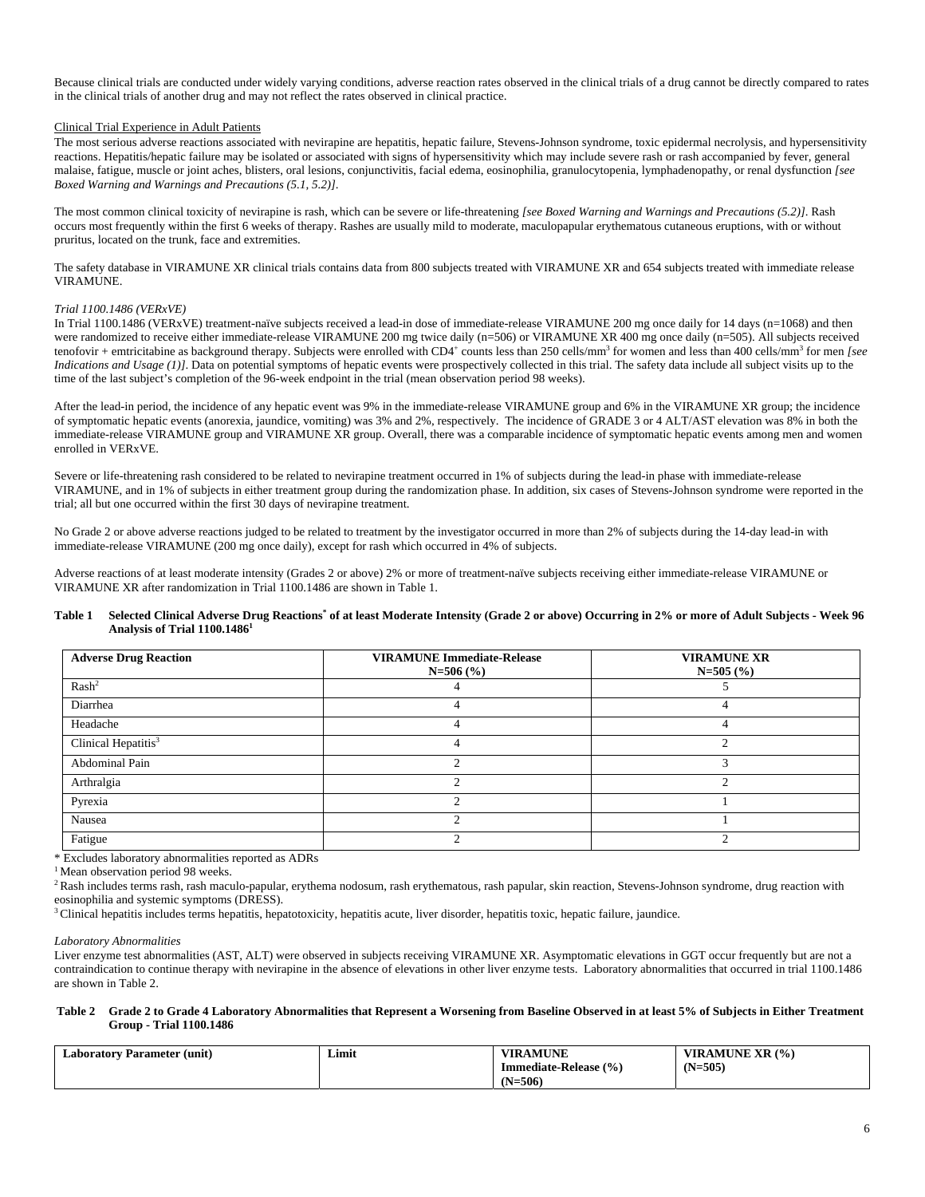Because clinical trials are conducted under widely varying conditions, adverse reaction rates observed in the clinical trials of a drug cannot be directly compared to rates in the clinical trials of another drug and may not reflect the rates observed in clinical practice.

Clinical Trial Experience in Adult Patients

The most serious adverse reactions associated with nevirapine are hepatitis, hepatic failure, Stevens-Johnson syndrome, toxic epidermal necrolysis, and hypersensitivity reactions. Hepatitis/hepatic failure may be isolated or associated with signs of hypersensitivity which may include severe rash or rash accompanied by fever, general malaise, fatigue, muscle or joint aches, blisters, oral lesions, conjunctivitis, facial edema, eosinophilia, granulocytopenia, lymphadenopathy, or renal dysfunction *[see Boxed Warning and Warnings and Precautions (5.1, 5.2)]*.

The most common clinical toxicity of nevirapine is rash, which can be severe or life-threatening *[see Boxed Warning and Warnings and Precautions (5.2)]*. Rash occurs most frequently within the first 6 weeks of therapy. Rashes are usually mild to moderate, maculopapular erythematous cutaneous eruptions, with or without pruritus, located on the trunk, face and extremities.

The safety database in VIRAMUNE XR clinical trials contains data from 800 subjects treated with VIRAMUNE XR and 654 subjects treated with immediate release VIRAMUNE.

*Trial 1100.1486 (VERxVE)*

In Trial 1100.1486 (VERxVE) treatment-naïve subjects received a lead-in dose of immediate-release VIRAMUNE 200 mg once daily for 14 days (n=1068) and then were randomized to receive either immediate-release VIRAMUNE 200 mg twice daily (n=506) or VIRAMUNE XR 400 mg once daily (n=505). All subjects received tenofovir + emtricitabine as background therapy. Subjects were enrolled with $CD4^+$ counts less than 250 cells/$mm^3$ for women and less than 400 cells/$mm^3$ for men *[see Indications and Usage (1)]*. Data on potential symptoms of hepatic events were prospectively collected in this trial. The safety data include all subject visits up to the time of the last subject's completion of the 96-week endpoint in the trial (mean observation period 98 weeks).

After the lead-in period, the incidence of any hepatic event was 9% in the immediate-release VIRAMUNE group and 6% in the VIRAMUNE XR group; the incidence of symptomatic hepatic events (anorexia, jaundice, vomiting) was 3% and 2%, respectively. The incidence of GRADE 3 or 4 ALT/AST elevation was 8% in both the immediate-release VIRAMUNE group and VIRAMUNE XR group. Overall, there was a comparable incidence of symptomatic hepatic events among men and women enrolled in VERxVE.

Severe or life-threatening rash considered to be related to nevirapine treatment occurred in 1% of subjects during the lead-in phase with immediate-release VIRAMUNE, and in 1% of subjects in either treatment group during the randomization phase. In addition, six cases of Stevens-Johnson syndrome were reported in the trial; all but one occurred within the first 30 days of nevirapine treatment.

No Grade 2 or above adverse reactions judged to be related to treatment by the investigator occurred in more than 2% of subjects during the 14-day lead-in with immediate-release VIRAMUNE (200 mg once daily), except for rash which occurred in 4% of subjects.

Adverse reactions of at least moderate intensity (Grades 2 or above) 2% or more of treatment-naïve subjects receiving either immediate-release VIRAMUNE or VIRAMUNE XR after randomization in Trial 1100.1486 are shown in Table 1.

**Table 1 Selected Clinical Adverse Drug Reactions* of at least Moderate Intensity (Grade 2 or above) Occurring in 2% or more of Adult Subjects - Week 96 Analysis of Trial 1100.1486[1]**

| Adverse Drug Reaction | VIRAMUNE Immediate-Release N=506 (%) | VIRAMUNE XR N=505 (%) |
|---|---|---|
| Rash[2] | 4 | 5 |
| Diarrhea | 4 | 4 |
| Headache | 4 | 4 |
| Clinical Hepatitis[3] | 4 | 2 |
| Abdominal Pain | 2 | 3 |
| Arthralgia | 2 | 2 |
| Pyrexia | 2 | 1 |
| Nausea | 2 | 1 |
| Fatigue | 2 | 2 |

\* Excludes laboratory abnormalities reported as ADRs

[1] Mean observation period 98 weeks.

[2] Rash includes terms rash, rash maculo-papular, erythema nodosum, rash erythematous, rash papular, skin reaction, Stevens-Johnson syndrome, drug reaction with eosinophilia and systemic symptoms (DRESS).

[3] Clinical hepatitis includes terms hepatitis, hepatotoxicity, hepatitis acute, liver disorder, hepatitis toxic, hepatic failure, jaundice.

*Laboratory Abnormalities*

Liver enzyme test abnormalities (AST, ALT) were observed in subjects receiving VIRAMUNE XR. Asymptomatic elevations in GGT occur frequently but are not a contraindication to continue therapy with nevirapine in the absence of elevations in other liver enzyme tests. Laboratory abnormalities that occurred in trial 1100.1486 are shown in Table 2.

**Table 2 Grade 2 to Grade 4 Laboratory Abnormalities that Represent a Worsening from Baseline Observed in at least 5% of Subjects in Either Treatment Group - Trial 1100.1486**

| Laboratory Parameter (unit) | Limit | VIRAMUNE Immediate-Release (%) (N=506) | VIRAMUNE XR (%) (N=505) |
|---|---|---|---|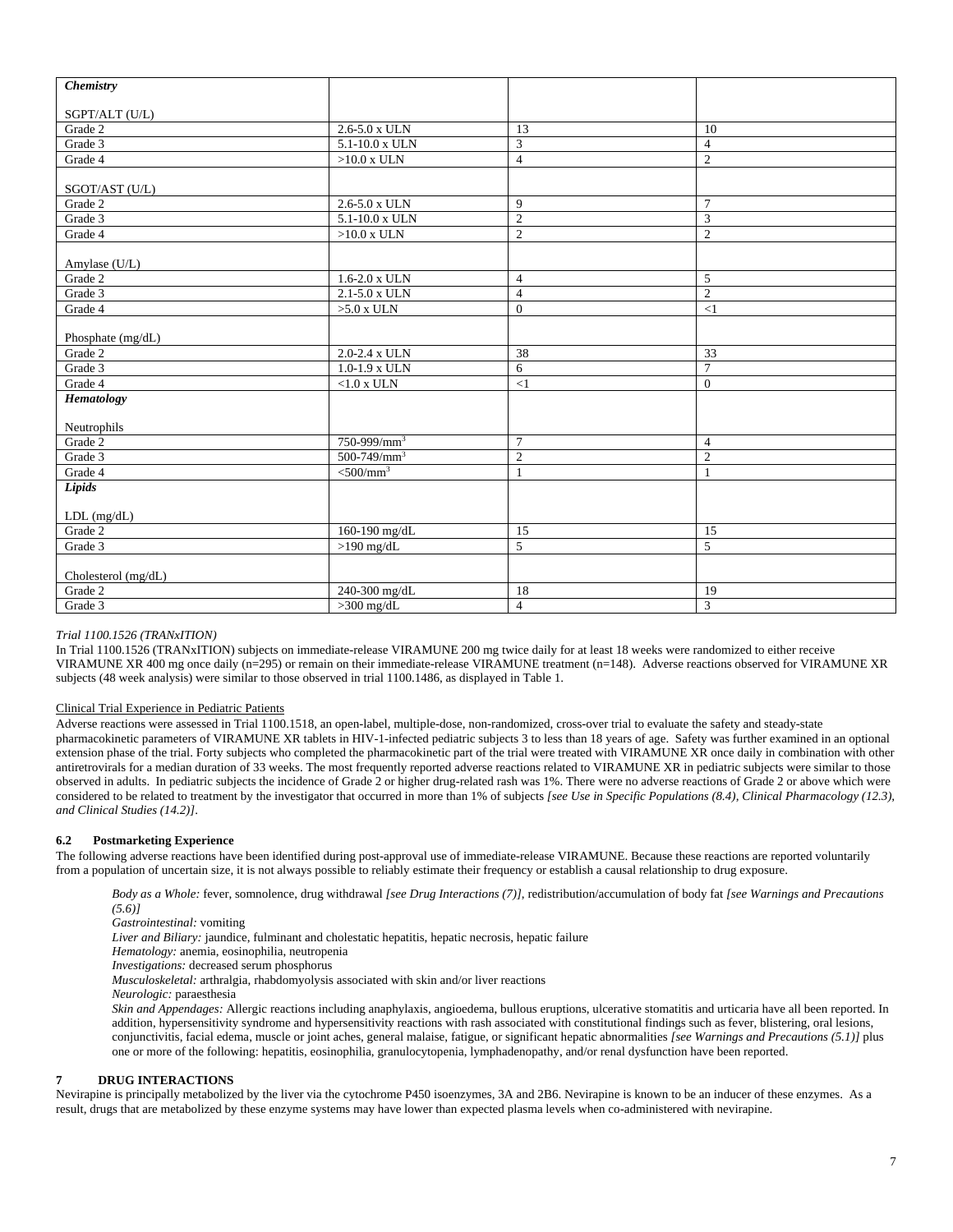| *Chemistry* | | | |
|---|---|---|---|
| SGPT/ALT (U/L) | | | |
| Grade 2 | 2.6-5.0 x ULN | 13 | 10 |
| Grade 3 | 5.1-10.0 x ULN | 3 | 4 |
| Grade 4 | >10.0 x ULN | 4 | 2 |
| SGOT/AST (U/L) | | | |
| Grade 2 | 2.6-5.0 x ULN | 9 | 7 |
| Grade 3 | 5.1-10.0 x ULN | 2 | 3 |
| Grade 4 | >10.0 x ULN | 2 | 2 |
| Amylase (U/L) | | | |
| Grade 2 | 1.6-2.0 x ULN | 4 | 5 |
| Grade 3 | 2.1-5.0 x ULN | 4 | 2 |
| Grade 4 | >5.0 x ULN | 0 | <1 |
| Phosphate (mg/dL) | | | |
| Grade 2 | 2.0-2.4 x ULN | 38 | 33 |
| Grade 3 | 1.0-1.9 x ULN | 6 | 7 |
| Grade 4 | <1.0 x ULN | <1 | 0 |
| ***Hematology*** | | | |
| Neutrophils | | | |
| Grade 2 | 750-999/mm$^3$ | 7 | 4 |
| Grade 3 | 500-749/mm$^3$ | 2 | 2 |
| Grade 4 | <500/mm$^3$ | 1 | 1 |
| ***Lipids*** | | | |
| LDL (mg/dL) | | | |
| Grade 2 | 160-190 mg/dL | 15 | 15 |
| Grade 3 | >190 mg/dL | 5 | 5 |
| Cholesterol (mg/dL) | | | |
| Grade 2 | 240-300 mg/dL | 18 | 19 |
| Grade 3 | >300 mg/dL | 4 | 3 |

*Trial 1100.1526 (TRANxITION)*

In Trial 1100.1526 (TRANxITION) subjects on immediate-release VIRAMUNE 200 mg twice daily for at least 18 weeks were randomized to either receive VIRAMUNE XR 400 mg once daily (n=295) or remain on their immediate-release VIRAMUNE treatment (n=148). Adverse reactions observed for VIRAMUNE XR subjects (48 week analysis) were similar to those observed in trial 1100.1486, as displayed in Table 1.

Clinical Trial Experience in Pediatric Patients

Adverse reactions were assessed in Trial 1100.1518, an open-label, multiple-dose, non-randomized, cross-over trial to evaluate the safety and steady-state pharmacokinetic parameters of VIRAMUNE XR tablets in HIV-1-infected pediatric subjects 3 to less than 18 years of age. Safety was further examined in an optional extension phase of the trial. Forty subjects who completed the pharmacokinetic part of the trial were treated with VIRAMUNE XR once daily in combination with other antiretrovirals for a median duration of 33 weeks. The most frequently reported adverse reactions related to VIRAMUNE XR in pediatric subjects were similar to those observed in adults. In pediatric subjects the incidence of Grade 2 or higher drug-related rash was 1%. There were no adverse reactions of Grade 2 or above which were considered to be related to treatment by the investigator that occurred in more than 1% of subjects *[see Use in Specific Populations (8.4), Clinical Pharmacology (12.3), and Clinical Studies (14.2)]*.

### 6.2 Postmarketing Experience

The following adverse reactions have been identified during post-approval use of immediate-release VIRAMUNE. Because these reactions are reported voluntarily from a population of uncertain size, it is not always possible to reliably estimate their frequency or establish a causal relationship to drug exposure.

*Body as a Whole:* fever, somnolence, drug withdrawal *[see Drug Interactions (7)]*, redistribution/accumulation of body fat *[see Warnings and Precautions (5.6)]*
*Gastrointestinal:* vomiting
*Liver and Biliary:* jaundice, fulminant and cholestatic hepatitis, hepatic necrosis, hepatic failure
*Hematology:* anemia, eosinophilia, neutropenia
*Investigations:* decreased serum phosphorus
*Musculoskeletal:* arthralgia, rhabdomyolysis associated with skin and/or liver reactions
*Neurologic:* paraesthesia
*Skin and Appendages:* Allergic reactions including anaphylaxis, angioedema, bullous eruptions, ulcerative stomatitis and urticaria have all been reported. In addition, hypersensitivity syndrome and hypersensitivity reactions with rash associated with constitutional findings such as fever, blistering, oral lesions, conjunctivitis, facial edema, muscle or joint aches, general malaise, fatigue, or significant hepatic abnormalities *[see Warnings and Precautions (5.1)]* plus one or more of the following: hepatitis, eosinophilia, granulocytopenia, lymphadenopathy, and/or renal dysfunction have been reported.

## 7 DRUG INTERACTIONS

Nevirapine is principally metabolized by the liver via the cytochrome P450 isoenzymes, 3A and 2B6. Nevirapine is known to be an inducer of these enzymes. As a result, drugs that are metabolized by these enzyme systems may have lower than expected plasma levels when co-administered with nevirapine.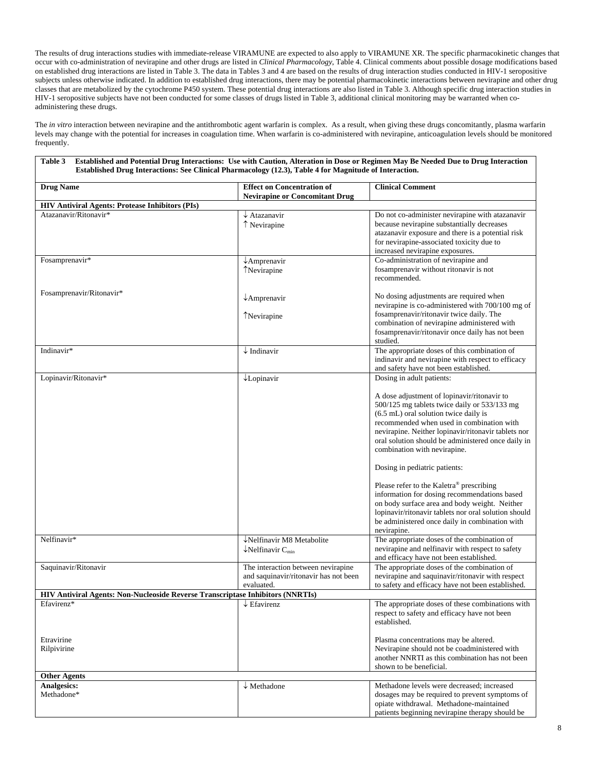The results of drug interactions studies with immediate-release VIRAMUNE are expected to also apply to VIRAMUNE XR. The specific pharmacokinetic changes that occur with co-administration of nevirapine and other drugs are listed in *Clinical Pharmacology*, Table 4. Clinical comments about possible dosage modifications based on established drug interactions are listed in Table 3. The data in Tables 3 and 4 are based on the results of drug interaction studies conducted in HIV-1 seropositive subjects unless otherwise indicated. In addition to established drug interactions, there may be potential pharmacokinetic interactions between nevirapine and other drug classes that are metabolized by the cytochrome P450 system. These potential drug interactions are also listed in Table 3. Although specific drug interaction studies in HIV-1 seropositive subjects have not been conducted for some classes of drugs listed in Table 3, additional clinical monitoring may be warranted when co-administering these drugs.

The *in vitro* interaction between nevirapine and the antithrombotic agent warfarin is complex. As a result, when giving these drugs concomitantly, plasma warfarin levels may change with the potential for increases in coagulation time. When warfarin is co-administered with nevirapine, anticoagulation levels should be monitored frequently.

**Table 3 Established and Potential Drug Interactions: Use with Caution, Alteration in Dose or Regimen May Be Needed Due to Drug Interaction Established Drug Interactions: See Clinical Pharmacology (12.3), Table 4 for Magnitude of Interaction.**

| Drug Name | Effect on Concentration of Nevirapine or Concomitant Drug | Clinical Comment |
|---|---|---|
| **HIV Antiviral Agents: Protease Inhibitors (PIs)** | | |
| Atazanavir/Ritonavir* | ↓ Atazanavir<br>↑ Nevirapine | Do not co-administer nevirapine with atazanavir because nevirapine substantially decreases atazanavir exposure and there is a potential risk for nevirapine-associated toxicity due to increased nevirapine exposures. |
| Fosamprenavir* | ↓Amprenavir<br>↑Nevirapine | Co-administration of nevirapine and fosamprenavir without ritonavir is not recommended. |
| Fosamprenavir/Ritonavir* | ↓Amprenavir<br>↑Nevirapine | No dosing adjustments are required when nevirapine is co-administered with 700/100 mg of fosamprenavir/ritonavir twice daily. The combination of nevirapine administered with fosamprenavir/ritonavir once daily has not been studied. |
| Indinavir* | ↓ Indinavir | The appropriate doses of this combination of indinavir and nevirapine with respect to efficacy and safety have not been established. |
| Lopinavir/Ritonavir* | ↓Lopinavir | Dosing in adult patients:<br><br>A dose adjustment of lopinavir/ritonavir to 500/125 mg tablets twice daily or 533/133 mg (6.5 mL) oral solution twice daily is recommended when used in combination with nevirapine. Neither lopinavir/ritonavir tablets nor oral solution should be administered once daily in combination with nevirapine.<br><br>Dosing in pediatric patients:<br><br>Please refer to the Kaletra® prescribing information for dosing recommendations based on body surface area and body weight. Neither lopinavir/ritonavir tablets nor oral solution should be administered once daily in combination with nevirapine. |
| Nelfinavir* | ↓Nelfinavir M8 Metabolite<br>↓Nelfinavir $C_{min}$ | The appropriate doses of the combination of nevirapine and nelfinavir with respect to safety and efficacy have not been established. |
| Saquinavir/Ritonavir | The interaction between nevirapine and saquinavir/ritonavir has not been evaluated. | The appropriate doses of the combination of nevirapine and saquinavir/ritonavir with respect to safety and efficacy have not been established. |
| **HIV Antiviral Agents: Non-Nucleoside Reverse Transcriptase Inhibitors (NNRTIs)** | | |
| Efavirenz* | ↓ Efavirenz | The appropriate doses of these combinations with respect to safety and efficacy have not been established. |
| Etravirine<br>Rilpivirine | | Plasma concentrations may be altered. Nevirapine should not be coadministered with another NNRTI as this combination has not been shown to be beneficial. |
| **Other Agents** | | |
| **Analgesics:**<br>Methadone* | ↓ Methadone | Methadone levels were decreased; increased dosages may be required to prevent symptoms of opiate withdrawal. Methadone-maintained patients beginning nevirapine therapy should be |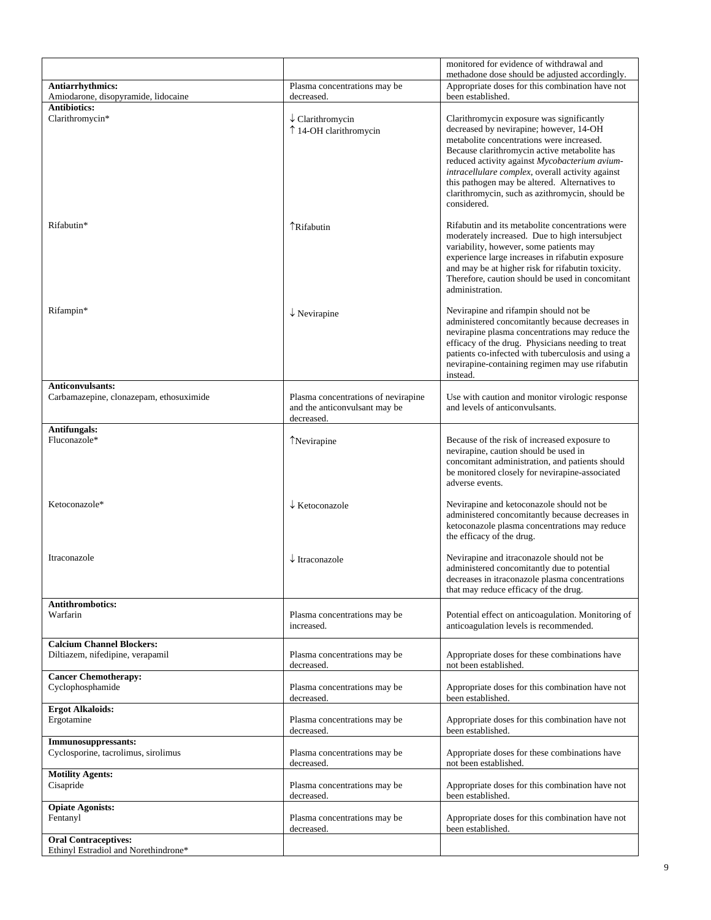| | | |
|---|---|---|
| | | monitored for evidence of withdrawal and methadone dose should be adjusted accordingly. |
| **Antiarrhythmics:** Amiodarone, disopyramide, lidocaine | Plasma concentrations may be decreased. | Appropriate doses for this combination have not been established. |
| **Antibiotics:** Clarithromycin* | ↓ Clarithromycin ↑ 14-OH clarithromycin | Clarithromycin exposure was significantly decreased by nevirapine; however, 14-OH metabolite concentrations were increased. Because clarithromycin active metabolite has reduced activity against *Mycobacterium avium-intracellulare complex*, overall activity against this pathogen may be altered. Alternatives to clarithromycin, such as azithromycin, should be considered. |
| Rifabutin* | ↑Rifabutin | Rifabutin and its metabolite concentrations were moderately increased. Due to high intersubject variability, however, some patients may experience large increases in rifabutin exposure and may be at higher risk for rifabutin toxicity. Therefore, caution should be used in concomitant administration. |
| Rifampin* | ↓ Nevirapine | Nevirapine and rifampin should not be administered concomitantly because decreases in nevirapine plasma concentrations may reduce the efficacy of the drug. Physicians needing to treat patients co-infected with tuberculosis and using a nevirapine-containing regimen may use rifabutin instead. |
| **Anticonvulsants:** Carbamazepine, clonazepam, ethosuximide | Plasma concentrations of nevirapine and the anticonvulsant may be decreased. | Use with caution and monitor virologic response and levels of anticonvulsants. |
| **Antifungals:** Fluconazole* | ↑Nevirapine | Because of the risk of increased exposure to nevirapine, caution should be used in concomitant administration, and patients should be monitored closely for nevirapine-associated adverse events. |
| Ketoconazole* | ↓ Ketoconazole | Nevirapine and ketoconazole should not be administered concomitantly because decreases in ketoconazole plasma concentrations may reduce the efficacy of the drug. |
| Itraconazole | ↓ Itraconazole | Nevirapine and itraconazole should not be administered concomitantly due to potential decreases in itraconazole plasma concentrations that may reduce efficacy of the drug. |
| **Antithrombotics:** Warfarin | Plasma concentrations may be increased. | Potential effect on anticoagulation. Monitoring of anticoagulation levels is recommended. |
| **Calcium Channel Blockers:** Diltiazem, nifedipine, verapamil | Plasma concentrations may be decreased. | Appropriate doses for these combinations have not been established. |
| **Cancer Chemotherapy:** Cyclophosphamide | Plasma concentrations may be decreased. | Appropriate doses for this combination have not been established. |
| **Ergot Alkaloids:** Ergotamine | Plasma concentrations may be decreased. | Appropriate doses for this combination have not been established. |
| **Immunosuppressants:** Cyclosporine, tacrolimus, sirolimus | Plasma concentrations may be decreased. | Appropriate doses for these combinations have not been established. |
| **Motility Agents:** Cisapride | Plasma concentrations may be decreased. | Appropriate doses for this combination have not been established. |
| **Opiate Agonists:** Fentanyl | Plasma concentrations may be decreased. | Appropriate doses for this combination have not been established. |
| **Oral Contraceptives:** Ethinyl Estradiol and Norethindrone* | | |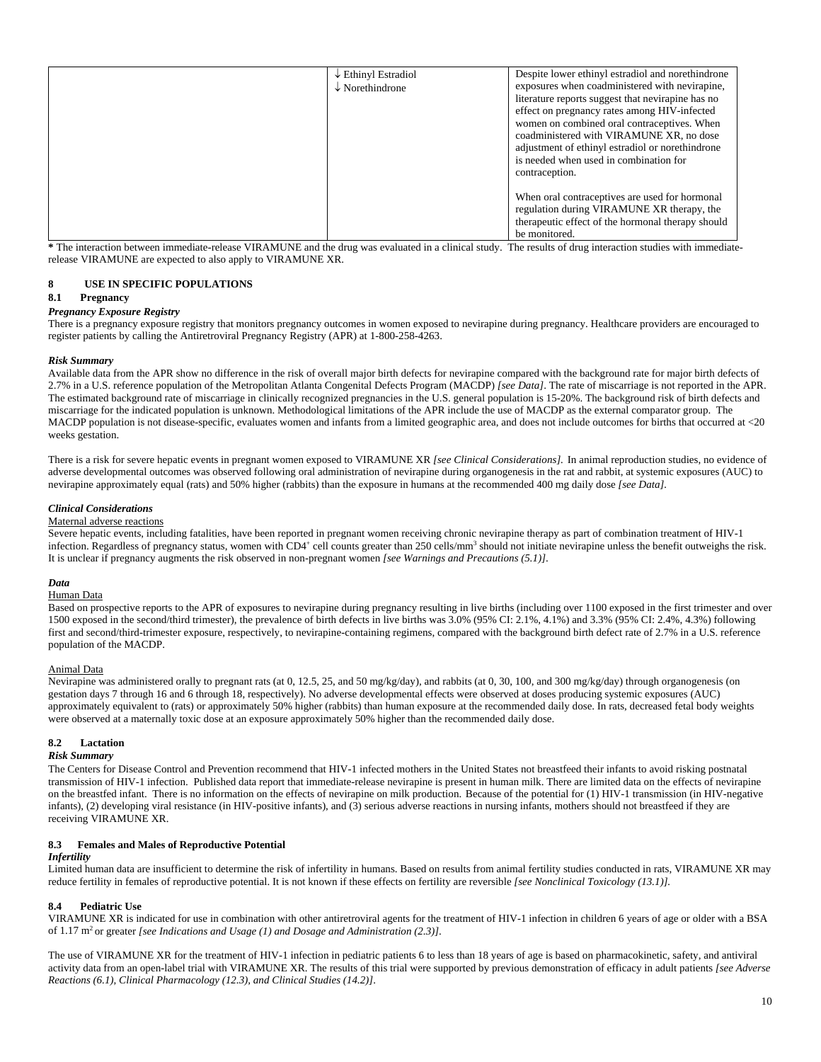|  | ↓ Ethinyl Estradiol<br>↓ Norethindrone | Despite lower ethinyl estradiol and norethindrone exposures when coadministered with nevirapine, literature reports suggest that nevirapine has no effect on pregnancy rates among HIV-infected women on combined oral contraceptives. When coadministered with VIRAMUNE XR, no dose adjustment of ethinyl estradiol or norethindrone is needed when used in combination for contraception.<br><br>When oral contraceptives are used for hormonal regulation during VIRAMUNE XR therapy, the therapeutic effect of the hormonal therapy should be monitored. |
|---|---|---|

**\*** The interaction between immediate-release VIRAMUNE and the drug was evaluated in a clinical study. The results of drug interaction studies with immediate-release VIRAMUNE are expected to also apply to VIRAMUNE XR.

## 8 USE IN SPECIFIC POPULATIONS

### 8.1 Pregnancy

***Pregnancy Exposure Registry***

There is a pregnancy exposure registry that monitors pregnancy outcomes in women exposed to nevirapine during pregnancy. Healthcare providers are encouraged to register patients by calling the Antiretroviral Pregnancy Registry (APR) at 1-800-258-4263.

***Risk Summary***

Available data from the APR show no difference in the risk of overall major birth defects for nevirapine compared with the background rate for major birth defects of 2.7% in a U.S. reference population of the Metropolitan Atlanta Congenital Defects Program (MACDP) *[see Data]*. The rate of miscarriage is not reported in the APR. The estimated background rate of miscarriage in clinically recognized pregnancies in the U.S. general population is 15-20%. The background risk of birth defects and miscarriage for the indicated population is unknown. Methodological limitations of the APR include the use of MACDP as the external comparator group. The MACDP population is not disease-specific, evaluates women and infants from a limited geographic area, and does not include outcomes for births that occurred at <20 weeks gestation.

There is a risk for severe hepatic events in pregnant women exposed to VIRAMUNE XR *[see Clinical Considerations]*. In animal reproduction studies, no evidence of adverse developmental outcomes was observed following oral administration of nevirapine during organogenesis in the rat and rabbit, at systemic exposures (AUC) to nevirapine approximately equal (rats) and 50% higher (rabbits) than the exposure in humans at the recommended 400 mg daily dose *[see Data]*.

***Clinical Considerations***

Maternal adverse reactions

Severe hepatic events, including fatalities, have been reported in pregnant women receiving chronic nevirapine therapy as part of combination treatment of HIV-1 infection. Regardless of pregnancy status, women with $CD4^+$ cell counts greater than 250 cells/$mm^3$ should not initiate nevirapine unless the benefit outweighs the risk. It is unclear if pregnancy augments the risk observed in non-pregnant women *[see Warnings and Precautions (5.1)]*.

***Data***

Human Data

Based on prospective reports to the APR of exposures to nevirapine during pregnancy resulting in live births (including over 1100 exposed in the first trimester and over 1500 exposed in the second/third trimester), the prevalence of birth defects in live births was 3.0% (95% CI: 2.1%, 4.1%) and 3.3% (95% CI: 2.4%, 4.3%) following first and second/third-trimester exposure, respectively, to nevirapine-containing regimens, compared with the background birth defect rate of 2.7% in a U.S. reference population of the MACDP.

Animal Data

Nevirapine was administered orally to pregnant rats (at 0, 12.5, 25, and 50 mg/kg/day), and rabbits (at 0, 30, 100, and 300 mg/kg/day) through organogenesis (on gestation days 7 through 16 and 6 through 18, respectively). No adverse developmental effects were observed at doses producing systemic exposures (AUC) approximately equivalent to (rats) or approximately 50% higher (rabbits) than human exposure at the recommended daily dose. In rats, decreased fetal body weights were observed at a maternally toxic dose at an exposure approximately 50% higher than the recommended daily dose.

### 8.2 Lactation

***Risk Summary***

The Centers for Disease Control and Prevention recommend that HIV-1 infected mothers in the United States not breastfeed their infants to avoid risking postnatal transmission of HIV-1 infection. Published data report that immediate-release nevirapine is present in human milk. There are limited data on the effects of nevirapine on the breastfed infant. There is no information on the effects of nevirapine on milk production. Because of the potential for (1) HIV-1 transmission (in HIV-negative infants), (2) developing viral resistance (in HIV-positive infants), and (3) serious adverse reactions in nursing infants, mothers should not breastfeed if they are receiving VIRAMUNE XR.

### 8.3 Females and Males of Reproductive Potential

***Infertility***

Limited human data are insufficient to determine the risk of infertility in humans. Based on results from animal fertility studies conducted in rats, VIRAMUNE XR may reduce fertility in females of reproductive potential. It is not known if these effects on fertility are reversible *[see Nonclinical Toxicology (13.1)]*.

### 8.4 Pediatric Use

VIRAMUNE XR is indicated for use in combination with other antiretroviral agents for the treatment of HIV-1 infection in children 6 years of age or older with a BSA of 1.17 $m^2$ or greater *[see Indications and Usage (1) and Dosage and Administration (2.3)]*.

The use of VIRAMUNE XR for the treatment of HIV-1 infection in pediatric patients 6 to less than 18 years of age is based on pharmacokinetic, safety, and antiviral activity data from an open-label trial with VIRAMUNE XR. The results of this trial were supported by previous demonstration of efficacy in adult patients *[see Adverse Reactions (6.1), Clinical Pharmacology (12.3), and Clinical Studies (14.2)]*.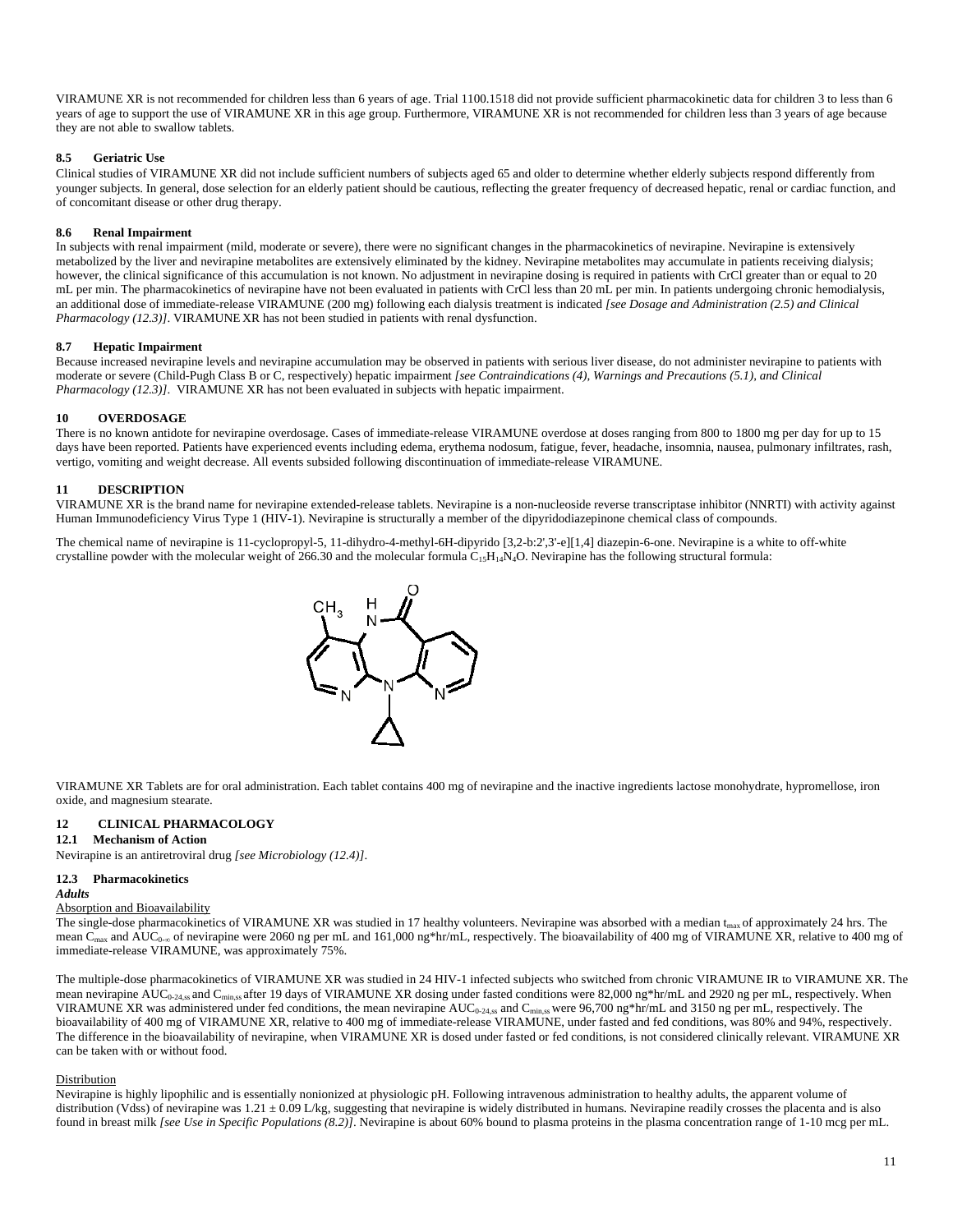VIRAMUNE XR is not recommended for children less than 6 years of age. Trial 1100.1518 did not provide sufficient pharmacokinetic data for children 3 to less than 6 years of age to support the use of VIRAMUNE XR in this age group. Furthermore, VIRAMUNE XR is not recommended for children less than 3 years of age because they are not able to swallow tablets.

### 8.5 Geriatric Use

Clinical studies of VIRAMUNE XR did not include sufficient numbers of subjects aged 65 and older to determine whether elderly subjects respond differently from younger subjects. In general, dose selection for an elderly patient should be cautious, reflecting the greater frequency of decreased hepatic, renal or cardiac function, and of concomitant disease or other drug therapy.

### 8.6 Renal Impairment

In subjects with renal impairment (mild, moderate or severe), there were no significant changes in the pharmacokinetics of nevirapine. Nevirapine is extensively metabolized by the liver and nevirapine metabolites are extensively eliminated by the kidney. Nevirapine metabolites may accumulate in patients receiving dialysis; however, the clinical significance of this accumulation is not known. No adjustment in nevirapine dosing is required in patients with CrCl greater than or equal to 20 mL per min. The pharmacokinetics of nevirapine have not been evaluated in patients with CrCl less than 20 mL per min. In patients undergoing chronic hemodialysis, an additional dose of immediate-release VIRAMUNE (200 mg) following each dialysis treatment is indicated *[see Dosage and Administration (2.5) and Clinical Pharmacology (12.3)]*. VIRAMUNE XR has not been studied in patients with renal dysfunction.

### 8.7 Hepatic Impairment

Because increased nevirapine levels and nevirapine accumulation may be observed in patients with serious liver disease, do not administer nevirapine to patients with moderate or severe (Child-Pugh Class B or C, respectively) hepatic impairment *[see Contraindications (4), Warnings and Precautions (5.1), and Clinical Pharmacology (12.3)]*. VIRAMUNE XR has not been evaluated in subjects with hepatic impairment.

## 10 OVERDOSAGE

There is no known antidote for nevirapine overdosage. Cases of immediate-release VIRAMUNE overdose at doses ranging from 800 to 1800 mg per day for up to 15 days have been reported. Patients have experienced events including edema, erythema nodosum, fatigue, fever, headache, insomnia, nausea, pulmonary infiltrates, rash, vertigo, vomiting and weight decrease. All events subsided following discontinuation of immediate-release VIRAMUNE.

## 11 DESCRIPTION

VIRAMUNE XR is the brand name for nevirapine extended-release tablets. Nevirapine is a non-nucleoside reverse transcriptase inhibitor (NNRTI) with activity against Human Immunodeficiency Virus Type 1 (HIV-1). Nevirapine is structurally a member of the dipyridodiazepinone chemical class of compounds.

The chemical name of nevirapine is 11-cyclopropyl-5, 11-dihydro-4-methyl-6H-dipyrido [3,2-b:2',3'-e][1,4] diazepin-6-one. Nevirapine is a white to off-white crystalline powder with the molecular weight of 266.30 and the molecular formula $C_{15}H_{14}N_4O$. Nevirapine has the following structural formula:

VIRAMUNE XR Tablets are for oral administration. Each tablet contains 400 mg of nevirapine and the inactive ingredients lactose monohydrate, hypromellose, iron oxide, and magnesium stearate.

## 12 CLINICAL PHARMACOLOGY

### 12.1 Mechanism of Action

Nevirapine is an antiretroviral drug *[see Microbiology (12.4)]*.

### 12.3 Pharmacokinetics

***Adults***

Absorption and Bioavailability

The single-dose pharmacokinetics of VIRAMUNE XR was studied in 17 healthy volunteers. Nevirapine was absorbed with a median $t_{max}$ of approximately 24 hrs. The mean $C_{max}$ and $AUC_{0-\infty}$ of nevirapine were 2060 ng per mL and 161,000 ng*hr/mL, respectively. The bioavailability of 400 mg of VIRAMUNE XR, relative to 400 mg of immediate-release VIRAMUNE, was approximately 75%.

The multiple-dose pharmacokinetics of VIRAMUNE XR was studied in 24 HIV-1 infected subjects who switched from chronic VIRAMUNE IR to VIRAMUNE XR. The mean nevirapine $AUC_{0-24,ss}$ and $C_{min,ss}$ after 19 days of VIRAMUNE XR dosing under fasted conditions were 82,000 ng*hr/mL and 2920 ng per mL, respectively. When VIRAMUNE XR was administered under fed conditions, the mean nevirapine $AUC_{0-24,ss}$ and $C_{min,ss}$ were 96,700 ng*hr/mL and 3150 ng per mL, respectively. The bioavailability of 400 mg of VIRAMUNE XR, relative to 400 mg of immediate-release VIRAMUNE, under fasted and fed conditions, was 80% and 94%, respectively. The difference in the bioavailability of nevirapine, when VIRAMUNE XR is dosed under fasted or fed conditions, is not considered clinically relevant. VIRAMUNE XR can be taken with or without food.

Distribution

Nevirapine is highly lipophilic and is essentially nonionized at physiologic pH. Following intravenous administration to healthy adults, the apparent volume of distribution (Vdss) of nevirapine was 1.21 ± 0.09 L/kg, suggesting that nevirapine is widely distributed in humans. Nevirapine readily crosses the placenta and is also found in breast milk *[see Use in Specific Populations (8.2)]*. Nevirapine is about 60% bound to plasma proteins in the plasma concentration range of 1-10 mcg per mL.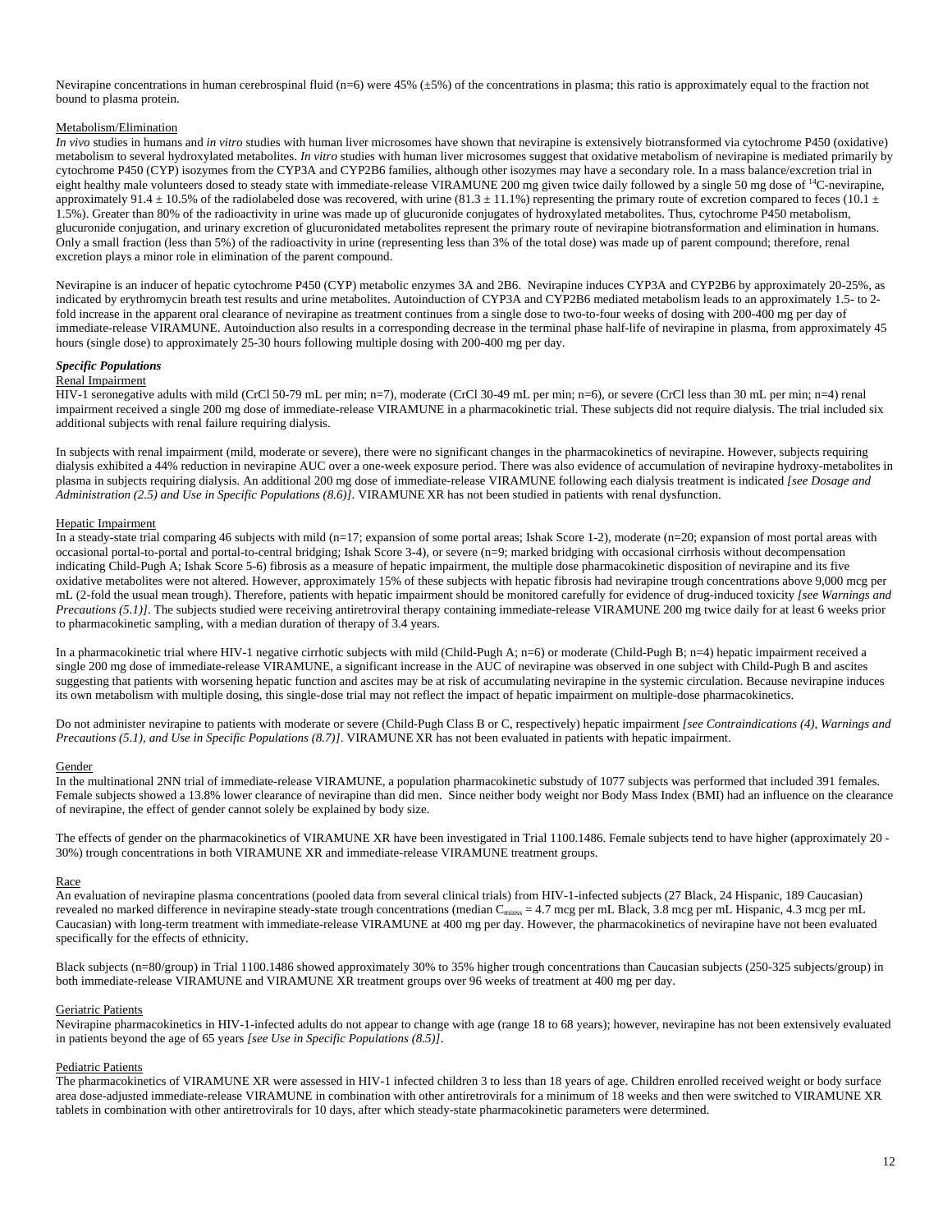Nevirapine concentrations in human cerebrospinal fluid (n=6) were 45% (±5%) of the concentrations in plasma; this ratio is approximately equal to the fraction not bound to plasma protein.

Metabolism/Elimination

*In vivo* studies in humans and *in vitro* studies with human liver microsomes have shown that nevirapine is extensively biotransformed via cytochrome P450 (oxidative) metabolism to several hydroxylated metabolites. *In vitro* studies with human liver microsomes suggest that oxidative metabolism of nevirapine is mediated primarily by cytochrome P450 (CYP) isozymes from the CYP3A and CYP2B6 families, although other isozymes may have a secondary role. In a mass balance/excretion trial in eight healthy male volunteers dosed to steady state with immediate-release VIRAMUNE 200 mg given twice daily followed by a single 50 mg dose of $^{14}$C-nevirapine, approximately 91.4 ± 10.5% of the radiolabeled dose was recovered, with urine (81.3 ± 11.1%) representing the primary route of excretion compared to feces (10.1 ± 1.5%). Greater than 80% of the radioactivity in urine was made up of glucuronide conjugates of hydroxylated metabolites. Thus, cytochrome P450 metabolism, glucuronide conjugation, and urinary excretion of glucuronidated metabolites represent the primary route of nevirapine biotransformation and elimination in humans. Only a small fraction (less than 5%) of the radioactivity in urine (representing less than 3% of the total dose) was made up of parent compound; therefore, renal excretion plays a minor role in elimination of the parent compound.

Nevirapine is an inducer of hepatic cytochrome P450 (CYP) metabolic enzymes 3A and 2B6. Nevirapine induces CYP3A and CYP2B6 by approximately 20-25%, as indicated by erythromycin breath test results and urine metabolites. Autoinduction of CYP3A and CYP2B6 mediated metabolism leads to an approximately 1.5- to 2-fold increase in the apparent oral clearance of nevirapine as treatment continues from a single dose to two-to-four weeks of dosing with 200-400 mg per day of immediate-release VIRAMUNE. Autoinduction also results in a corresponding decrease in the terminal phase half-life of nevirapine in plasma, from approximately 45 hours (single dose) to approximately 25-30 hours following multiple dosing with 200-400 mg per day.

***Specific Populations***

Renal Impairment

HIV-1 seronegative adults with mild (CrCl 50-79 mL per min; n=7), moderate (CrCl 30-49 mL per min; n=6), or severe (CrCl less than 30 mL per min; n=4) renal impairment received a single 200 mg dose of immediate-release VIRAMUNE in a pharmacokinetic trial. These subjects did not require dialysis. The trial included six additional subjects with renal failure requiring dialysis.

In subjects with renal impairment (mild, moderate or severe), there were no significant changes in the pharmacokinetics of nevirapine. However, subjects requiring dialysis exhibited a 44% reduction in nevirapine AUC over a one-week exposure period. There was also evidence of accumulation of nevirapine hydroxy-metabolites in plasma in subjects requiring dialysis. An additional 200 mg dose of immediate-release VIRAMUNE following each dialysis treatment is indicated *[see Dosage and Administration (2.5) and Use in Specific Populations (8.6)]*. VIRAMUNE XR has not been studied in patients with renal dysfunction.

Hepatic Impairment

In a steady-state trial comparing 46 subjects with mild (n=17; expansion of some portal areas; Ishak Score 1-2), moderate (n=20; expansion of most portal areas with occasional portal-to-portal and portal-to-central bridging; Ishak Score 3-4), or severe (n=9; marked bridging with occasional cirrhosis without decompensation indicating Child-Pugh A; Ishak Score 5-6) fibrosis as a measure of hepatic impairment, the multiple dose pharmacokinetic disposition of nevirapine and its five oxidative metabolites were not altered. However, approximately 15% of these subjects with hepatic fibrosis had nevirapine trough concentrations above 9,000 mcg per mL (2-fold the usual mean trough). Therefore, patients with hepatic impairment should be monitored carefully for evidence of drug-induced toxicity *[see Warnings and Precautions (5.1)]*. The subjects studied were receiving antiretroviral therapy containing immediate-release VIRAMUNE 200 mg twice daily for at least 6 weeks prior to pharmacokinetic sampling, with a median duration of therapy of 3.4 years.

In a pharmacokinetic trial where HIV-1 negative cirrhotic subjects with mild (Child-Pugh A; n=6) or moderate (Child-Pugh B; n=4) hepatic impairment received a single 200 mg dose of immediate-release VIRAMUNE, a significant increase in the AUC of nevirapine was observed in one subject with Child-Pugh B and ascites suggesting that patients with worsening hepatic function and ascites may be at risk of accumulating nevirapine in the systemic circulation. Because nevirapine induces its own metabolism with multiple dosing, this single-dose trial may not reflect the impact of hepatic impairment on multiple-dose pharmacokinetics.

Do not administer nevirapine to patients with moderate or severe (Child-Pugh Class B or C, respectively) hepatic impairment *[see Contraindications (4), Warnings and Precautions (5.1), and Use in Specific Populations (8.7)]*. VIRAMUNE XR has not been evaluated in patients with hepatic impairment.

Gender

In the multinational 2NN trial of immediate-release VIRAMUNE, a population pharmacokinetic substudy of 1077 subjects was performed that included 391 females. Female subjects showed a 13.8% lower clearance of nevirapine than did men. Since neither body weight nor Body Mass Index (BMI) had an influence on the clearance of nevirapine, the effect of gender cannot solely be explained by body size.

The effects of gender on the pharmacokinetics of VIRAMUNE XR have been investigated in Trial 1100.1486. Female subjects tend to have higher (approximately 20 - 30%) trough concentrations in both VIRAMUNE XR and immediate-release VIRAMUNE treatment groups.

Race

An evaluation of nevirapine plasma concentrations (pooled data from several clinical trials) from HIV-1-infected subjects (27 Black, 24 Hispanic, 189 Caucasian) revealed no marked difference in nevirapine steady-state trough concentrations (median $C_{minss}$ = 4.7 mcg per mL Black, 3.8 mcg per mL Hispanic, 4.3 mcg per mL Caucasian) with long-term treatment with immediate-release VIRAMUNE at 400 mg per day. However, the pharmacokinetics of nevirapine have not been evaluated specifically for the effects of ethnicity.

Black subjects (n=80/group) in Trial 1100.1486 showed approximately 30% to 35% higher trough concentrations than Caucasian subjects (250-325 subjects/group) in both immediate-release VIRAMUNE and VIRAMUNE XR treatment groups over 96 weeks of treatment at 400 mg per day.

Geriatric Patients

Nevirapine pharmacokinetics in HIV-1-infected adults do not appear to change with age (range 18 to 68 years); however, nevirapine has not been extensively evaluated in patients beyond the age of 65 years *[see Use in Specific Populations (8.5)]*.

Pediatric Patients

The pharmacokinetics of VIRAMUNE XR were assessed in HIV-1 infected children 3 to less than 18 years of age. Children enrolled received weight or body surface area dose-adjusted immediate-release VIRAMUNE in combination with other antiretrovirals for a minimum of 18 weeks and then were switched to VIRAMUNE XR tablets in combination with other antiretrovirals for 10 days, after which steady-state pharmacokinetic parameters were determined.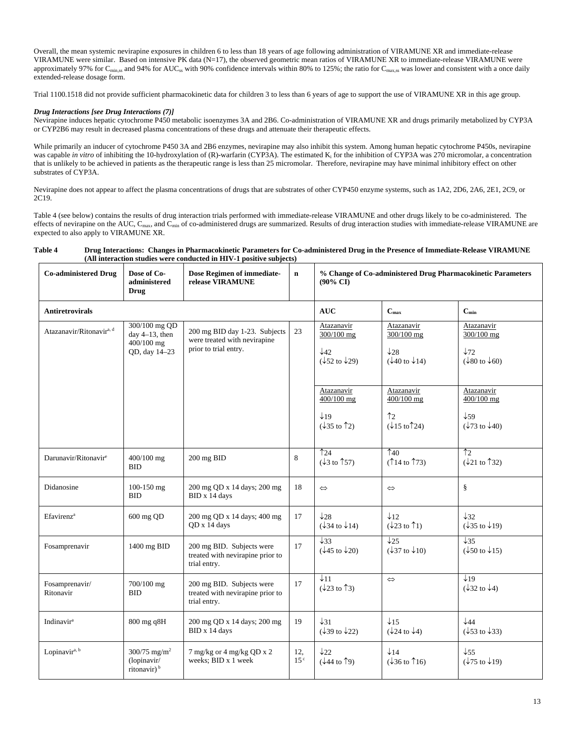Overall, the mean systemic nevirapine exposures in children 6 to less than 18 years of age following administration of VIRAMUNE XR and immediate-release VIRAMUNE were similar. Based on intensive PK data (N=17), the observed geometric mean ratios of VIRAMUNE XR to immediate-release VIRAMUNE were approximately 97% for $C_{min,ss}$ and 94% for $AUC_{ss}$ with 90% confidence intervals within 80% to 125%; the ratio for $C_{max,ss}$ was lower and consistent with a once daily extended-release dosage form.

Trial 1100.1518 did not provide sufficient pharmacokinetic data for children 3 to less than 6 years of age to support the use of VIRAMUNE XR in this age group.

***Drug Interactions [see Drug Interactions (7)]***

Nevirapine induces hepatic cytochrome P450 metabolic isoenzymes 3A and 2B6. Co-administration of VIRAMUNE XR and drugs primarily metabolized by CYP3A or CYP2B6 may result in decreased plasma concentrations of these drugs and attenuate their therapeutic effects.

While primarily an inducer of cytochrome P450 3A and 2B6 enzymes, nevirapine may also inhibit this system. Among human hepatic cytochrome P450s, nevirapine was capable *in vitro* of inhibiting the 10-hydroxylation of (R)-warfarin (CYP3A). The estimated $K_i$ for the inhibition of CYP3A was 270 micromolar, a concentration that is unlikely to be achieved in patients as the therapeutic range is less than 25 micromolar. Therefore, nevirapine may have minimal inhibitory effect on other substrates of CYP3A.

Nevirapine does not appear to affect the plasma concentrations of drugs that are substrates of other CYP450 enzyme systems, such as 1A2, 2D6, 2A6, 2E1, 2C9, or 2C19.

Table 4 (see below) contains the results of drug interaction trials performed with immediate-release VIRAMUNE and other drugs likely to be co-administered. The effects of nevirapine on the AUC, $C_{max}$, and $C_{min}$ of co-administered drugs are summarized. Results of drug interaction studies with immediate-release VIRAMUNE are expected to also apply to VIRAMUNE XR.

**Table 4 Drug Interactions: Changes in Pharmacokinetic Parameters for Co-administered Drug in the Presence of Immediate-Release VIRAMUNE (All interaction studies were conducted in HIV-1 positive subjects)**

| Co-administered Drug | Dose of Co-administered Drug | Dose Regimen of immediate-release VIRAMUNE | n | % Change of Co-administered Drug Pharmacokinetic Parameters (90% CI) | | |
|---|---|---|---|---|---|---|
| **Antiretrovirals** | | | | **AUC** | **$C_{max}$** | **$C_{min}$** |
| Atazanavir/Ritonavir[a, d] | 300/100 mg QD day 4–13, then 400/100 mg QD, day 14–23 | 200 mg BID day 1-23. Subjects were treated with nevirapine prior to trial entry. | 23 | Atazanavir 300/100 mg ↓42 (↓52 to ↓29) | Atazanavir 300/100 mg ↓28 (↓40 to ↓14) | Atazanavir 300/100 mg ↓72 (↓80 to ↓60) |
| | | | | Atazanavir 400/100 mg ↓19 (↓35 to ↑2) | Atazanavir 400/100 mg ↑2 (↓15 to↑24) | Atazanavir 400/100 mg ↓59 (↓73 to ↓40) |
| Darunavir/Ritonavir[e] | 400/100 mg BID | 200 mg BID | 8 | ↑24 (↓3 to ↑57) | ↑40 (↑14 to ↑73) | ↑2 (↓21 to ↑32) |
| Didanosine | 100-150 mg BID | 200 mg QD x 14 days; 200 mg BID x 14 days | 18 | ⇔ | ⇔ | § |
| Efavirenz[a] | 600 mg QD | 200 mg QD x 14 days; 400 mg QD x 14 days | 17 | ↓28 (↓34 to ↓14) | ↓12 (↓23 to ↑1) | ↓32 (↓35 to ↓19) |
| Fosamprenavir | 1400 mg BID | 200 mg BID. Subjects were treated with nevirapine prior to trial entry. | 17 | ↓33 (↓45 to ↓20) | ↓25 (↓37 to ↓10) | ↓35 (↓50 to ↓15) |
| Fosamprenavir/ Ritonavir | 700/100 mg BID | 200 mg BID. Subjects were treated with nevirapine prior to trial entry. | 17 | ↓11 (↓23 to ↑3) | ⇔ | ↓19 (↓32 to ↓4) |
| Indinavir[a] | 800 mg q8H | 200 mg QD x 14 days; 200 mg BID x 14 days | 19 | ↓31 (↓39 to ↓22) | ↓15 (↓24 to ↓4) | ↓44 (↓53 to ↓33) |
| Lopinavir[a, b] | 300/75 mg/m² (lopinavir/ ritonavir)[b] | 7 mg/kg or 4 mg/kg QD x 2 weeks; BID x 1 week | 12, 15[c] | ↓22 (↓44 to ↑9) | ↓14 (↓36 to ↑16) | ↓55 (↓75 to ↓19) |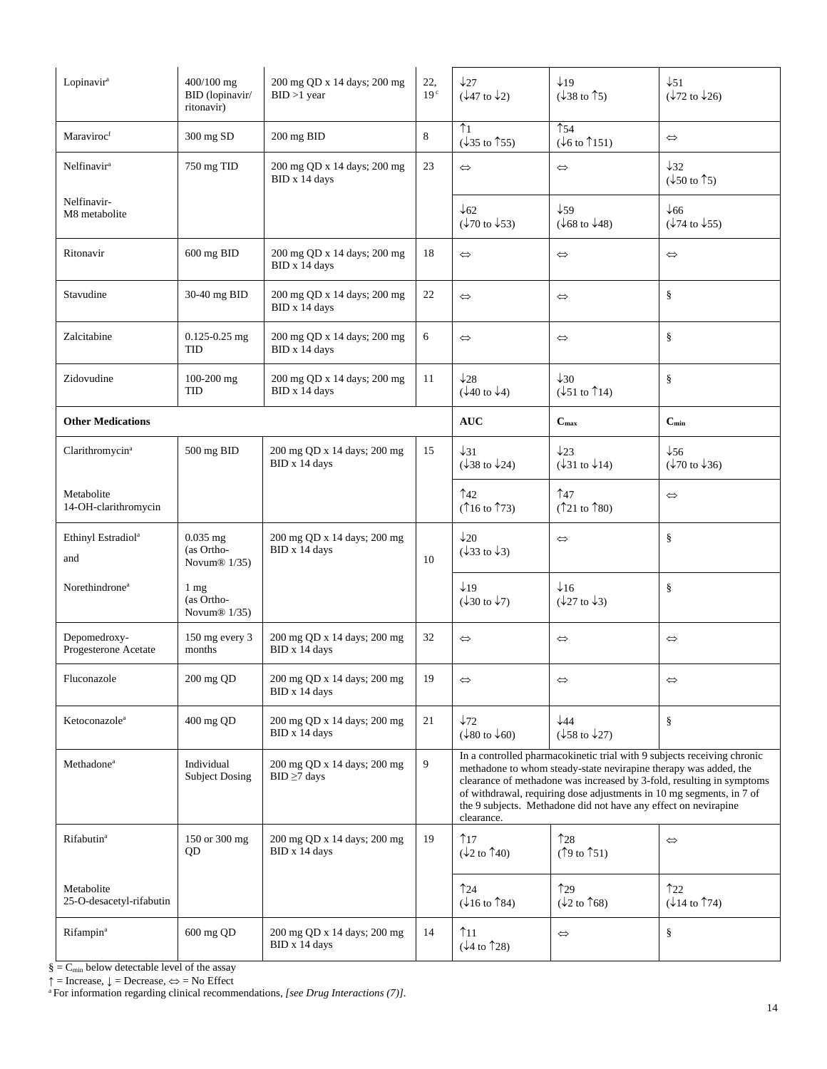| Lopinavir[a] | 400/100 mg BID (lopinavir/ ritonavir) | 200 mg QD x 14 days; 200 mg BID >1 year | 22, 19[c] | ↓27 (↓47 to ↓2) | ↓19 (↓38 to ↑5) | ↓51 (↓72 to ↓26) |
|---|---|---|---|---|---|---|
| Maraviroc[f] | 300 mg SD | 200 mg BID | 8 | ↑1 (↓35 to ↑55) | ↑54 (↓6 to ↑151) | ⇔ |
| Nelfinavir[a] | 750 mg TID | 200 mg QD x 14 days; 200 mg BID x 14 days | 23 | ⇔ | ⇔ | ↓32 (↓50 to ↑5) |
| Nelfinavir-M8 metabolite | | | | ↓62 (↓70 to ↓53) | ↓59 (↓68 to ↓48) | ↓66 (↓74 to ↓55) |
| Ritonavir | 600 mg BID | 200 mg QD x 14 days; 200 mg BID x 14 days | 18 | ⇔ | ⇔ | ⇔ |
| Stavudine | 30-40 mg BID | 200 mg QD x 14 days; 200 mg BID x 14 days | 22 | ⇔ | ⇔ | § |
| Zalcitabine | 0.125-0.25 mg TID | 200 mg QD x 14 days; 200 mg BID x 14 days | 6 | ⇔ | ⇔ | § |
| Zidovudine | 100-200 mg TID | 200 mg QD x 14 days; 200 mg BID x 14 days | 11 | ↓28 (↓40 to ↓4) | ↓30 (↓51 to ↑14) | § |
| **Other Medications** | | | | **AUC** | **$C_{max}$** | **$C_{min}$** |
| Clarithromycin[a] | 500 mg BID | 200 mg QD x 14 days; 200 mg BID x 14 days | 15 | ↓31 (↓38 to ↓24) | ↓23 (↓31 to ↓14) | ↓56 (↓70 to ↓36) |
| Metabolite 14-OH-clarithromycin | | | | ↑42 (↑16 to ↑73) | ↑47 (↑21 to ↑80) | ⇔ |
| Ethinyl Estradiol[a] and | 0.035 mg (as Ortho-Novum® 1/35) | 200 mg QD x 14 days; 200 mg BID x 14 days | 10 | ↓20 (↓33 to ↓3) | ⇔ | § |
| Norethindrone[a] | 1 mg (as Ortho-Novum® 1/35) | | | ↓19 (↓30 to ↓7) | ↓16 (↓27 to ↓3) | § |
| Depomedroxy-Progesterone Acetate | 150 mg every 3 months | 200 mg QD x 14 days; 200 mg BID x 14 days | 32 | ⇔ | ⇔ | ⇔ |
| Fluconazole | 200 mg QD | 200 mg QD x 14 days; 200 mg BID x 14 days | 19 | ⇔ | ⇔ | ⇔ |
| Ketoconazole[a] | 400 mg QD | 200 mg QD x 14 days; 200 mg BID x 14 days | 21 | ↓72 (↓80 to ↓60) | ↓44 (↓58 to ↓27) | § |
| Methadone[a] | Individual Subject Dosing | 200 mg QD x 14 days; 200 mg BID ≥7 days | 9 | In a controlled pharmacokinetic trial with 9 subjects receiving chronic methadone to whom steady-state nevirapine therapy was added, the clearance of methadone was increased by 3-fold, resulting in symptoms of withdrawal, requiring dose adjustments in 10 mg segments, in 7 of the 9 subjects. Methadone did not have any effect on nevirapine clearance. | | |
| Rifabutin[a] | 150 or 300 mg QD | 200 mg QD x 14 days; 200 mg BID x 14 days | 19 | ↑17 (↓2 to ↑40) | ↑28 (↑9 to ↑51) | ⇔ |
| Metabolite 25-O-desacetyl-rifabutin | | | | ↑24 (↓16 to ↑84) | ↑29 (↓2 to ↑68) | ↑22 (↓14 to ↑74) |
| Rifampin[a] | 600 mg QD | 200 mg QD x 14 days; 200 mg BID x 14 days | 14 | ↑11 (↓4 to ↑28) | ⇔ | § |

§ = $C_{min}$ below detectable level of the assay

↑ = Increase, ↓ = Decrease, ⇔ = No Effect

[a] For information regarding clinical recommendations, *[see Drug Interactions (7)]*.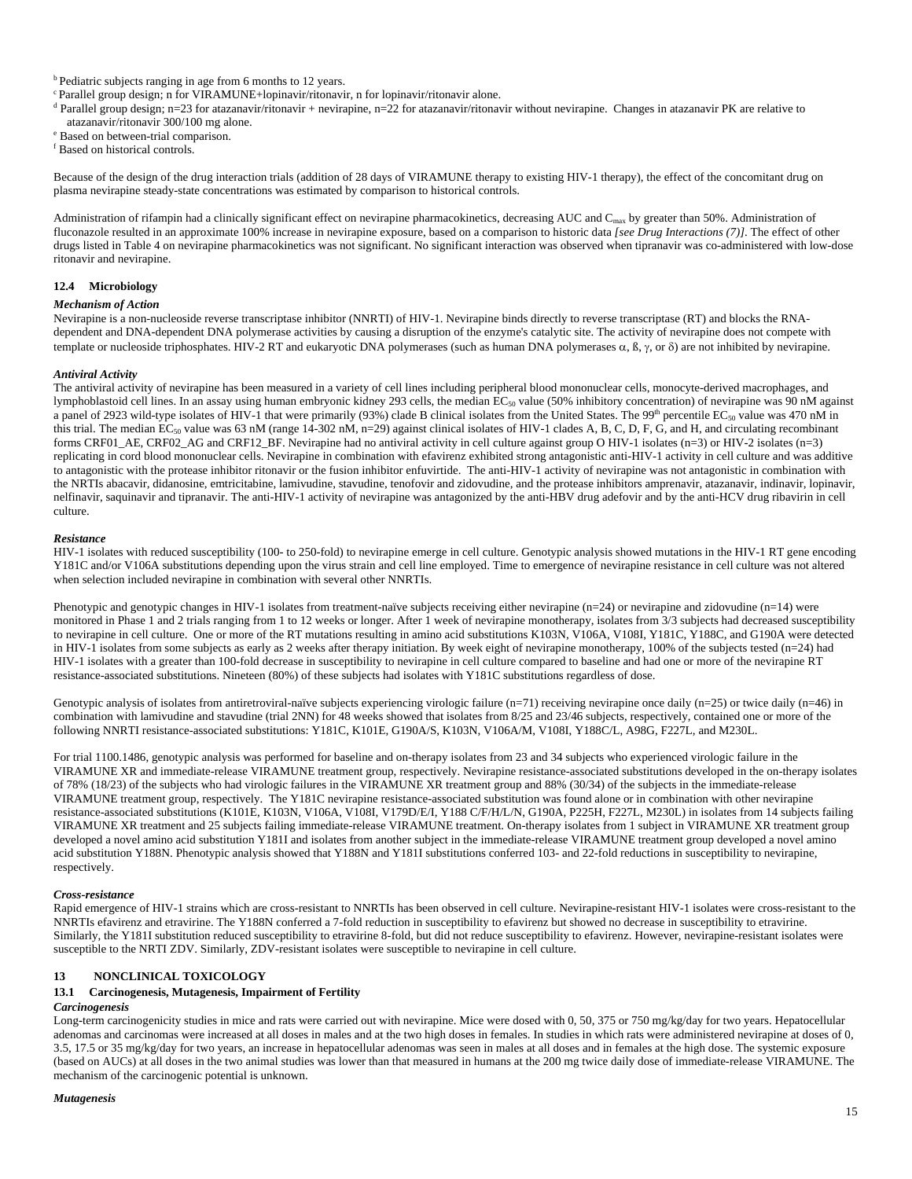[b] Pediatric subjects ranging in age from 6 months to 12 years.
[c] Parallel group design; n for VIRAMUNE+lopinavir/ritonavir, n for lopinavir/ritonavir alone.
[d] Parallel group design; n=23 for atazanavir/ritonavir + nevirapine, n=22 for atazanavir/ritonavir without nevirapine. Changes in atazanavir PK are relative to atazanavir/ritonavir 300/100 mg alone.
[e] Based on between-trial comparison.
[f] Based on historical controls.

Because of the design of the drug interaction trials (addition of 28 days of VIRAMUNE therapy to existing HIV-1 therapy), the effect of the concomitant drug on plasma nevirapine steady-state concentrations was estimated by comparison to historical controls.

Administration of rifampin had a clinically significant effect on nevirapine pharmacokinetics, decreasing AUC and $C_{max}$ by greater than 50%. Administration of fluconazole resulted in an approximate 100% increase in nevirapine exposure, based on a comparison to historic data *[see Drug Interactions (7)]*. The effect of other drugs listed in Table 4 on nevirapine pharmacokinetics was not significant. No significant interaction was observed when tipranavir was co-administered with low-dose ritonavir and nevirapine.

### 12.4 Microbiology

***Mechanism of Action***

Nevirapine is a non-nucleoside reverse transcriptase inhibitor (NNRTI) of HIV-1. Nevirapine binds directly to reverse transcriptase (RT) and blocks the RNA-dependent and DNA-dependent DNA polymerase activities by causing a disruption of the enzyme's catalytic site. The activity of nevirapine does not compete with template or nucleoside triphosphates. HIV-2 RT and eukaryotic DNA polymerases (such as human DNA polymerases α, ß, γ, or δ) are not inhibited by nevirapine.

***Antiviral Activity***

The antiviral activity of nevirapine has been measured in a variety of cell lines including peripheral blood mononuclear cells, monocyte-derived macrophages, and lymphoblastoid cell lines. In an assay using human embryonic kidney 293 cells, the median $EC_{50}$ value (50% inhibitory concentration) of nevirapine was 90 nM against a panel of 2923 wild-type isolates of HIV-1 that were primarily (93%) clade B clinical isolates from the United States. The 99th percentile $EC_{50}$ value was 470 nM in this trial. The median $EC_{50}$ value was 63 nM (range 14-302 nM, n=29) against clinical isolates of HIV-1 clades A, B, C, D, F, G, and H, and circulating recombinant forms CRF01_AE, CRF02_AG and CRF12_BF. Nevirapine had no antiviral activity in cell culture against group O HIV-1 isolates (n=3) or HIV-2 isolates (n=3) replicating in cord blood mononuclear cells. Nevirapine in combination with efavirenz exhibited strong antagonistic anti-HIV-1 activity in cell culture and was additive to antagonistic with the protease inhibitor ritonavir or the fusion inhibitor enfuvirtide. The anti-HIV-1 activity of nevirapine was not antagonistic in combination with the NRTIs abacavir, didanosine, emtricitabine, lamivudine, stavudine, tenofovir and zidovudine, and the protease inhibitors amprenavir, atazanavir, indinavir, lopinavir, nelfinavir, saquinavir and tipranavir. The anti-HIV-1 activity of nevirapine was antagonized by the anti-HBV drug adefovir and by the anti-HCV drug ribavirin in cell culture.

***Resistance***

HIV-1 isolates with reduced susceptibility (100- to 250-fold) to nevirapine emerge in cell culture. Genotypic analysis showed mutations in the HIV-1 RT gene encoding Y181C and/or V106A substitutions depending upon the virus strain and cell line employed. Time to emergence of nevirapine resistance in cell culture was not altered when selection included nevirapine in combination with several other NNRTIs.

Phenotypic and genotypic changes in HIV-1 isolates from treatment-naïve subjects receiving either nevirapine (n=24) or nevirapine and zidovudine (n=14) were monitored in Phase 1 and 2 trials ranging from 1 to 12 weeks or longer. After 1 week of nevirapine monotherapy, isolates from 3/3 subjects had decreased susceptibility to nevirapine in cell culture. One or more of the RT mutations resulting in amino acid substitutions K103N, V106A, V108I, Y181C, Y188C, and G190A were detected in HIV-1 isolates from some subjects as early as 2 weeks after therapy initiation. By week eight of nevirapine monotherapy, 100% of the subjects tested (n=24) had HIV-1 isolates with a greater than 100-fold decrease in susceptibility to nevirapine in cell culture compared to baseline and had one or more of the nevirapine RT resistance-associated substitutions. Nineteen (80%) of these subjects had isolates with Y181C substitutions regardless of dose.

Genotypic analysis of isolates from antiretroviral-naïve subjects experiencing virologic failure (n=71) receiving nevirapine once daily (n=25) or twice daily (n=46) in combination with lamivudine and stavudine (trial 2NN) for 48 weeks showed that isolates from 8/25 and 23/46 subjects, respectively, contained one or more of the following NNRTI resistance-associated substitutions: Y181C, K101E, G190A/S, K103N, V106A/M, V108I, Y188C/L, A98G, F227L, and M230L.

For trial 1100.1486, genotypic analysis was performed for baseline and on-therapy isolates from 23 and 34 subjects who experienced virologic failure in the VIRAMUNE XR and immediate-release VIRAMUNE treatment group, respectively. Nevirapine resistance-associated substitutions developed in the on-therapy isolates of 78% (18/23) of the subjects who had virologic failures in the VIRAMUNE XR treatment group and 88% (30/34) of the subjects in the immediate-release VIRAMUNE treatment group, respectively. The Y181C nevirapine resistance-associated substitution was found alone or in combination with other nevirapine resistance-associated substitutions (K101E, K103N, V106A, V108I, V179D/E/I, Y188 C/F/H/L/N, G190A, P225H, F227L, M230L) in isolates from 14 subjects failing VIRAMUNE XR treatment and 25 subjects failing immediate-release VIRAMUNE treatment. On-therapy isolates from 1 subject in VIRAMUNE XR treatment group developed a novel amino acid substitution Y181I and isolates from another subject in the immediate-release VIRAMUNE treatment group developed a novel amino acid substitution Y188N. Phenotypic analysis showed that Y188N and Y181I substitutions conferred 103- and 22-fold reductions in susceptibility to nevirapine, respectively.

***Cross-resistance***

Rapid emergence of HIV-1 strains which are cross-resistant to NNRTIs has been observed in cell culture. Nevirapine-resistant HIV-1 isolates were cross-resistant to the NNRTIs efavirenz and etravirine. The Y188N conferred a 7-fold reduction in susceptibility to efavirenz but showed no decrease in susceptibility to etravirine. Similarly, the Y181I substitution reduced susceptibility to etravirine 8-fold, but did not reduce susceptibility to efavirenz. However, nevirapine-resistant isolates were susceptible to the NRTI ZDV. Similarly, ZDV-resistant isolates were susceptible to nevirapine in cell culture.

## 13 NONCLINICAL TOXICOLOGY

### 13.1 Carcinogenesis, Mutagenesis, Impairment of Fertility

***Carcinogenesis***

Long-term carcinogenicity studies in mice and rats were carried out with nevirapine. Mice were dosed with 0, 50, 375 or 750 mg/kg/day for two years. Hepatocellular adenomas and carcinomas were increased at all doses in males and at the two high doses in females. In studies in which rats were administered nevirapine at doses of 0, 3.5, 17.5 or 35 mg/kg/day for two years, an increase in hepatocellular adenomas was seen in males at all doses and in females at the high dose. The systemic exposure (based on AUCs) at all doses in the two animal studies was lower than that measured in humans at the 200 mg twice daily dose of immediate-release VIRAMUNE. The mechanism of the carcinogenic potential is unknown.

***Mutagenesis***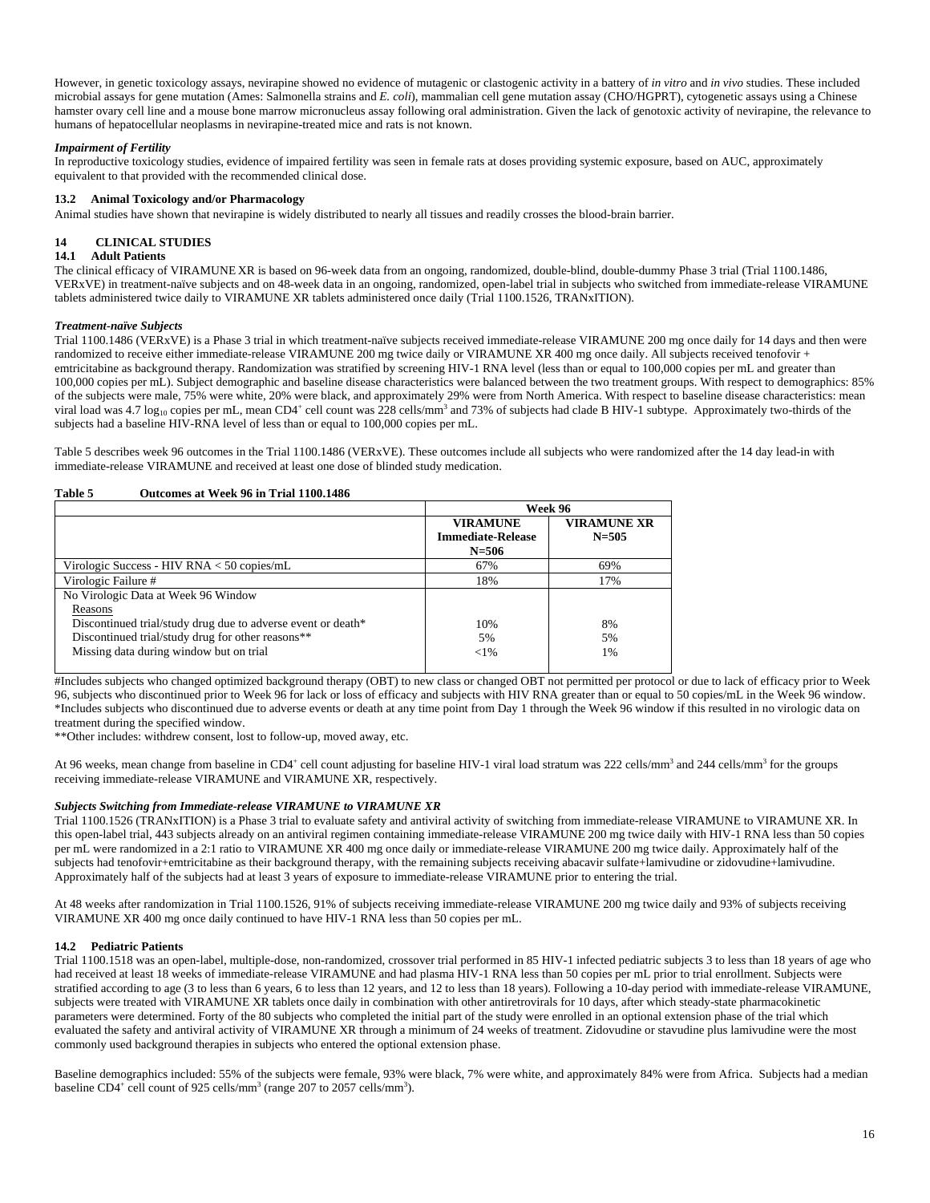However, in genetic toxicology assays, nevirapine showed no evidence of mutagenic or clastogenic activity in a battery of *in vitro* and *in vivo* studies. These included microbial assays for gene mutation (Ames: Salmonella strains and *E. coli*), mammalian cell gene mutation assay (CHO/HGPRT), cytogenetic assays using a Chinese hamster ovary cell line and a mouse bone marrow micronucleus assay following oral administration. Given the lack of genotoxic activity of nevirapine, the relevance to humans of hepatocellular neoplasms in nevirapine-treated mice and rats is not known.

***Impairment of Fertility***

In reproductive toxicology studies, evidence of impaired fertility was seen in female rats at doses providing systemic exposure, based on AUC, approximately equivalent to that provided with the recommended clinical dose.

### 13.2 Animal Toxicology and/or Pharmacology

Animal studies have shown that nevirapine is widely distributed to nearly all tissues and readily crosses the blood-brain barrier.

## 14 CLINICAL STUDIES

### 14.1 Adult Patients

The clinical efficacy of VIRAMUNE XR is based on 96-week data from an ongoing, randomized, double-blind, double-dummy Phase 3 trial (Trial 1100.1486, VERxVE) in treatment-naïve subjects and on 48-week data in an ongoing, randomized, open-label trial in subjects who switched from immediate-release VIRAMUNE tablets administered twice daily to VIRAMUNE XR tablets administered once daily (Trial 1100.1526, TRANxITION).

***Treatment-naïve Subjects***

Trial 1100.1486 (VERxVE) is a Phase 3 trial in which treatment-naïve subjects received immediate-release VIRAMUNE 200 mg once daily for 14 days and then were randomized to receive either immediate-release VIRAMUNE 200 mg twice daily or VIRAMUNE XR 400 mg once daily. All subjects received tenofovir + emtricitabine as background therapy. Randomization was stratified by screening HIV-1 RNA level (less than or equal to 100,000 copies per mL and greater than 100,000 copies per mL). Subject demographic and baseline disease characteristics were balanced between the two treatment groups. With respect to demographics: 85% of the subjects were male, 75% were white, 20% were black, and approximately 29% were from North America. With respect to baseline disease characteristics: mean viral load was 4.7 $\log_{10}$ copies per mL, mean $CD4^+$ cell count was 228 cells/$mm^3$ and 73% of subjects had clade B HIV-1 subtype. Approximately two-thirds of the subjects had a baseline HIV-RNA level of less than or equal to 100,000 copies per mL.

Table 5 describes week 96 outcomes in the Trial 1100.1486 (VERxVE). These outcomes include all subjects who were randomized after the 14 day lead-in with immediate-release VIRAMUNE and received at least one dose of blinded study medication.

**Table 5 Outcomes at Week 96 in Trial 1100.1486**

| | Week 96 | |
|---|---|---|
| | **VIRAMUNE Immediate-Release N=506** | **VIRAMUNE XR N=505** |
| Virologic Success - HIV RNA < 50 copies/mL | 67% | 69% |
| Virologic Failure # | 18% | 17% |
| No Virologic Data at Week 96 Window | | |
| Reasons | | |
| Discontinued trial/study drug due to adverse event or death* | 10% | 8% |
| Discontinued trial/study drug for other reasons** | 5% | 5% |
| Missing data during window but on trial | <1% | 1% |

#Includes subjects who changed optimized background therapy (OBT) to new class or changed OBT not permitted per protocol or due to lack of efficacy prior to Week 96, subjects who discontinued prior to Week 96 for lack or loss of efficacy and subjects with HIV RNA greater than or equal to 50 copies/mL in the Week 96 window.
*Includes subjects who discontinued due to adverse events or death at any time point from Day 1 through the Week 96 window if this resulted in no virologic data on treatment during the specified window.
**Other includes: withdrew consent, lost to follow-up, moved away, etc.

At 96 weeks, mean change from baseline in $CD4^+$ cell count adjusting for baseline HIV-1 viral load stratum was 222 cells/$mm^3$ and 244 cells/$mm^3$ for the groups receiving immediate-release VIRAMUNE and VIRAMUNE XR, respectively.

***Subjects Switching from Immediate-release VIRAMUNE to VIRAMUNE XR***

Trial 1100.1526 (TRANxITION) is a Phase 3 trial to evaluate safety and antiviral activity of switching from immediate-release VIRAMUNE to VIRAMUNE XR. In this open-label trial, 443 subjects already on an antiviral regimen containing immediate-release VIRAMUNE 200 mg twice daily with HIV-1 RNA less than 50 copies per mL were randomized in a 2:1 ratio to VIRAMUNE XR 400 mg once daily or immediate-release VIRAMUNE 200 mg twice daily. Approximately half of the subjects had tenofovir+emtricitabine as their background therapy, with the remaining subjects receiving abacavir sulfate+lamivudine or zidovudine+lamivudine. Approximately half of the subjects had at least 3 years of exposure to immediate-release VIRAMUNE prior to entering the trial.

At 48 weeks after randomization in Trial 1100.1526, 91% of subjects receiving immediate-release VIRAMUNE 200 mg twice daily and 93% of subjects receiving VIRAMUNE XR 400 mg once daily continued to have HIV-1 RNA less than 50 copies per mL.

### 14.2 Pediatric Patients

Trial 1100.1518 was an open-label, multiple-dose, non-randomized, crossover trial performed in 85 HIV-1 infected pediatric subjects 3 to less than 18 years of age who had received at least 18 weeks of immediate-release VIRAMUNE and had plasma HIV-1 RNA less than 50 copies per mL prior to trial enrollment. Subjects were stratified according to age (3 to less than 6 years, 6 to less than 12 years, and 12 to less than 18 years). Following a 10-day period with immediate-release VIRAMUNE, subjects were treated with VIRAMUNE XR tablets once daily in combination with other antiretrovirals for 10 days, after which steady-state pharmacokinetic parameters were determined. Forty of the 80 subjects who completed the initial part of the study were enrolled in an optional extension phase of the trial which evaluated the safety and antiviral activity of VIRAMUNE XR through a minimum of 24 weeks of treatment. Zidovudine or stavudine plus lamivudine were the most commonly used background therapies in subjects who entered the optional extension phase.

Baseline demographics included: 55% of the subjects were female, 93% were black, 7% were white, and approximately 84% were from Africa. Subjects had a median baseline $CD4^+$ cell count of 925 cells/$mm^3$ (range 207 to 2057 cells/$mm^3$).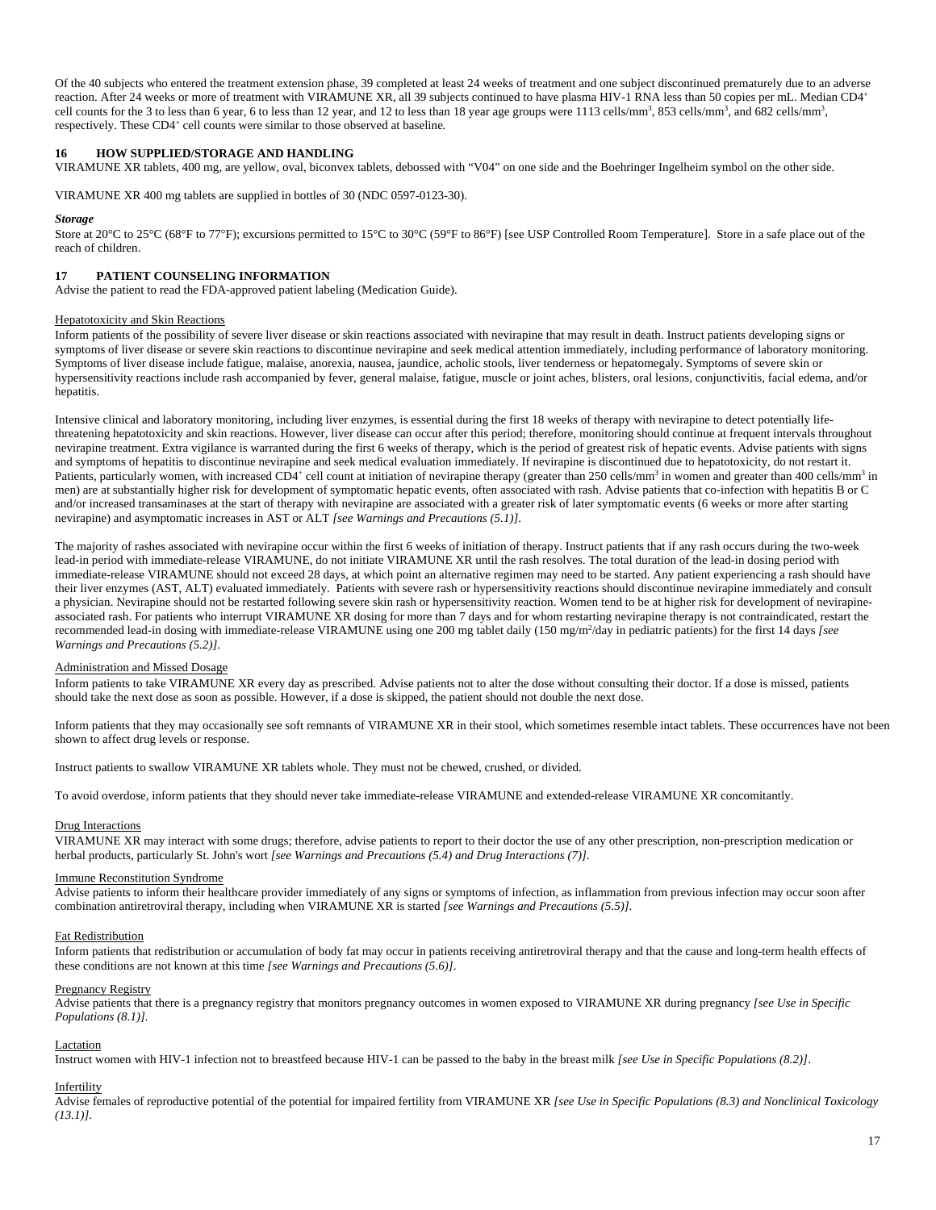Of the 40 subjects who entered the treatment extension phase, 39 completed at least 24 weeks of treatment and one subject discontinued prematurely due to an adverse reaction. After 24 weeks or more of treatment with VIRAMUNE XR, all 39 subjects continued to have plasma HIV-1 RNA less than 50 copies per mL. Median $CD4^+$ cell counts for the 3 to less than 6 year, 6 to less than 12 year, and 12 to less than 18 year age groups were 1113 cells/$mm^3$, 853 cells/$mm^3$, and 682 cells/$mm^3$, respectively. These $CD4^+$ cell counts were similar to those observed at baseline.

## 16 HOW SUPPLIED/STORAGE AND HANDLING

VIRAMUNE XR tablets, 400 mg, are yellow, oval, biconvex tablets, debossed with "V04" on one side and the Boehringer Ingelheim symbol on the other side.

VIRAMUNE XR 400 mg tablets are supplied in bottles of 30 (NDC 0597-0123-30).

***Storage***

Store at 20°C to 25°C (68°F to 77°F); excursions permitted to 15°C to 30°C (59°F to 86°F) [see USP Controlled Room Temperature]. Store in a safe place out of the reach of children.

## 17 PATIENT COUNSELING INFORMATION

Advise the patient to read the FDA-approved patient labeling (Medication Guide).

Hepatotoxicity and Skin Reactions

Inform patients of the possibility of severe liver disease or skin reactions associated with nevirapine that may result in death. Instruct patients developing signs or symptoms of liver disease or severe skin reactions to discontinue nevirapine and seek medical attention immediately, including performance of laboratory monitoring. Symptoms of liver disease include fatigue, malaise, anorexia, nausea, jaundice, acholic stools, liver tenderness or hepatomegaly. Symptoms of severe skin or hypersensitivity reactions include rash accompanied by fever, general malaise, fatigue, muscle or joint aches, blisters, oral lesions, conjunctivitis, facial edema, and/or hepatitis.

Intensive clinical and laboratory monitoring, including liver enzymes, is essential during the first 18 weeks of therapy with nevirapine to detect potentially life-threatening hepatotoxicity and skin reactions. However, liver disease can occur after this period; therefore, monitoring should continue at frequent intervals throughout nevirapine treatment. Extra vigilance is warranted during the first 6 weeks of therapy, which is the period of greatest risk of hepatic events. Advise patients with signs and symptoms of hepatitis to discontinue nevirapine and seek medical evaluation immediately. If nevirapine is discontinued due to hepatotoxicity, do not restart it. Patients, particularly women, with increased $CD4^+$ cell count at initiation of nevirapine therapy (greater than 250 cells/$mm^3$ in women and greater than 400 cells/$mm^3$ in men) are at substantially higher risk for development of symptomatic hepatic events, often associated with rash. Advise patients that co-infection with hepatitis B or C and/or increased transaminases at the start of therapy with nevirapine are associated with a greater risk of later symptomatic events (6 weeks or more after starting nevirapine) and asymptomatic increases in AST or ALT *[see Warnings and Precautions (5.1)]*.

The majority of rashes associated with nevirapine occur within the first 6 weeks of initiation of therapy. Instruct patients that if any rash occurs during the two-week lead-in period with immediate-release VIRAMUNE, do not initiate VIRAMUNE XR until the rash resolves. The total duration of the lead-in dosing period with immediate-release VIRAMUNE should not exceed 28 days, at which point an alternative regimen may need to be started. Any patient experiencing a rash should have their liver enzymes (AST, ALT) evaluated immediately. Patients with severe rash or hypersensitivity reactions should discontinue nevirapine immediately and consult a physician. Nevirapine should not be restarted following severe skin rash or hypersensitivity reaction. Women tend to be at higher risk for development of nevirapine-associated rash. For patients who interrupt VIRAMUNE XR dosing for more than 7 days and for whom restarting nevirapine therapy is not contraindicated, restart the recommended lead-in dosing with immediate-release VIRAMUNE using one 200 mg tablet daily (150 mg/$m^2$/day in pediatric patients) for the first 14 days *[see Warnings and Precautions (5.2)]*.

Administration and Missed Dosage

Inform patients to take VIRAMUNE XR every day as prescribed. Advise patients not to alter the dose without consulting their doctor. If a dose is missed, patients should take the next dose as soon as possible. However, if a dose is skipped, the patient should not double the next dose.

Inform patients that they may occasionally see soft remnants of VIRAMUNE XR in their stool, which sometimes resemble intact tablets. These occurrences have not been shown to affect drug levels or response.

Instruct patients to swallow VIRAMUNE XR tablets whole. They must not be chewed, crushed, or divided.

To avoid overdose, inform patients that they should never take immediate-release VIRAMUNE and extended-release VIRAMUNE XR concomitantly.

Drug Interactions

VIRAMUNE XR may interact with some drugs; therefore, advise patients to report to their doctor the use of any other prescription, non-prescription medication or herbal products, particularly St. John's wort *[see Warnings and Precautions (5.4) and Drug Interactions (7)]*.

Immune Reconstitution Syndrome

Advise patients to inform their healthcare provider immediately of any signs or symptoms of infection, as inflammation from previous infection may occur soon after combination antiretroviral therapy, including when VIRAMUNE XR is started *[see Warnings and Precautions (5.5)]*.

Fat Redistribution

Inform patients that redistribution or accumulation of body fat may occur in patients receiving antiretroviral therapy and that the cause and long-term health effects of these conditions are not known at this time *[see Warnings and Precautions (5.6)]*.

Pregnancy Registry

Advise patients that there is a pregnancy registry that monitors pregnancy outcomes in women exposed to VIRAMUNE XR during pregnancy *[see Use in Specific Populations (8.1)]*.

Lactation

Instruct women with HIV-1 infection not to breastfeed because HIV-1 can be passed to the baby in the breast milk *[see Use in Specific Populations (8.2)]*.

Infertility

Advise females of reproductive potential of the potential for impaired fertility from VIRAMUNE XR *[see Use in Specific Populations (8.3) and Nonclinical Toxicology (13.1)]*.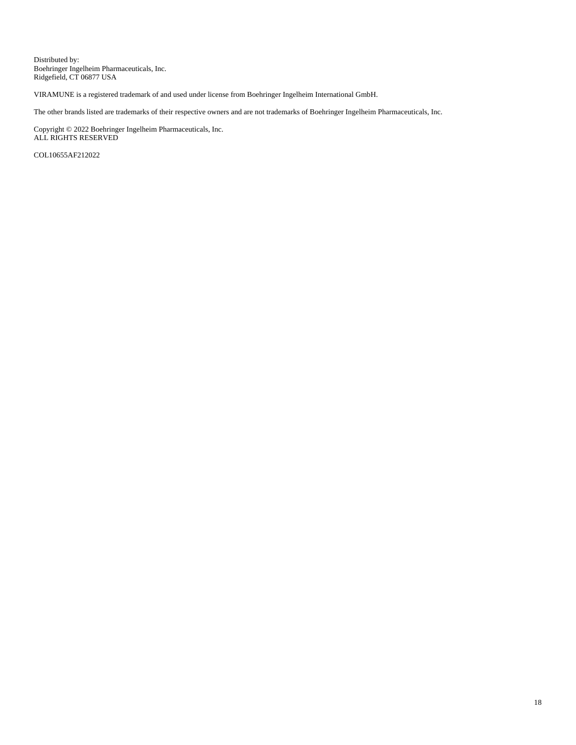Distributed by:
Boehringer Ingelheim Pharmaceuticals, Inc.
Ridgefield, CT 06877 USA

VIRAMUNE is a registered trademark of and used under license from Boehringer Ingelheim International GmbH.

The other brands listed are trademarks of their respective owners and are not trademarks of Boehringer Ingelheim Pharmaceuticals, Inc.

Copyright © 2022 Boehringer Ingelheim Pharmaceuticals, Inc.
ALL RIGHTS RESERVED

COL10655AF212022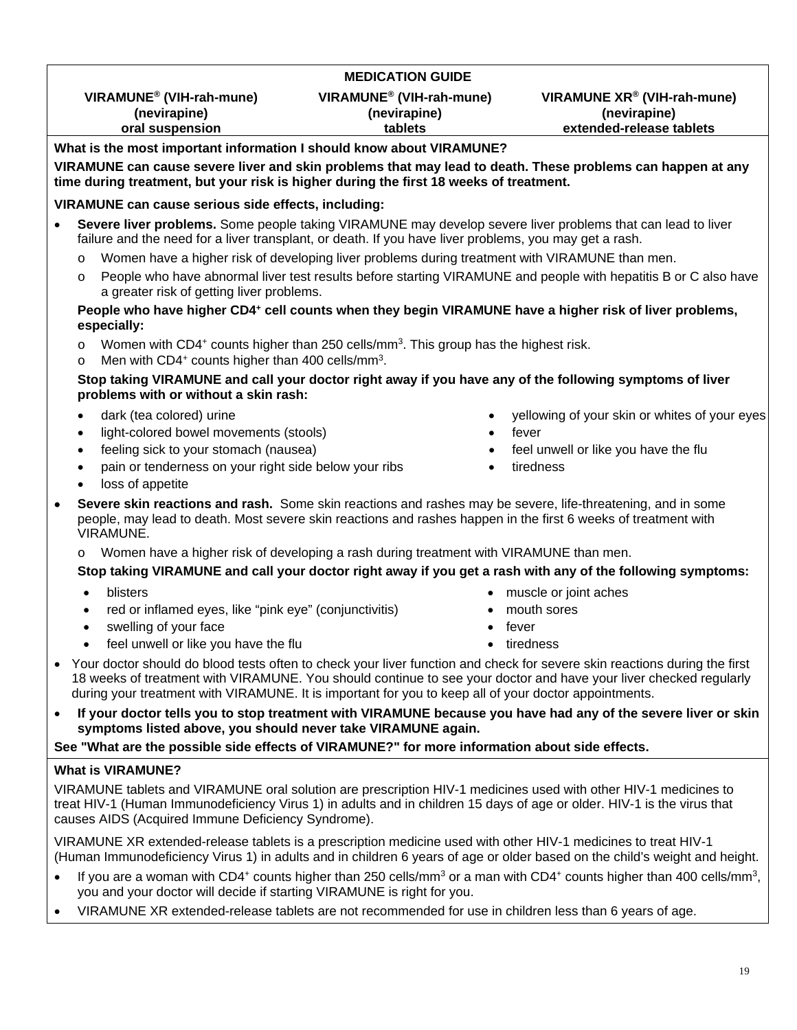**MEDICATION GUIDE**

| VIRAMUNE® (VIH-rah-mune) (nevirapine) oral suspension | VIRAMUNE® (VIH-rah-mune) (nevirapine) tablets | VIRAMUNE XR® (VIH-rah-mune) (nevirapine) extended-release tablets |
|---|---|---|

**What is the most important information I should know about VIRAMUNE?**

**VIRAMUNE can cause severe liver and skin problems that may lead to death. These problems can happen at any time during treatment, but your risk is higher during the first 18 weeks of treatment.**

**VIRAMUNE can cause serious side effects, including:**

- **Severe liver problems.** Some people taking VIRAMUNE may develop severe liver problems that can lead to liver failure and the need for a liver transplant, or death. If you have liver problems, you may get a rash.
  - Women have a higher risk of developing liver problems during treatment with VIRAMUNE than men.
  - People who have abnormal liver test results before starting VIRAMUNE and people with hepatitis B or C also have a greater risk of getting liver problems.

  **People who have higher $CD4^+$ cell counts when they begin VIRAMUNE have a higher risk of liver problems, especially:**
  - Women with $CD4^+$ counts higher than 250 cells/$mm^3$. This group has the highest risk.
  - Men with $CD4^+$ counts higher than 400 cells/$mm^3$.

  **Stop taking VIRAMUNE and call your doctor right away if you have any of the following symptoms of liver problems with or without a skin rash:**
  - dark (tea colored) urine
  - light-colored bowel movements (stools)
  - feeling sick to your stomach (nausea)
  - pain or tenderness on your right side below your ribs
  - loss of appetite
  - yellowing of your skin or whites of your eyes
  - fever
  - feel unwell or like you have the flu
  - tiredness
- **Severe skin reactions and rash.** Some skin reactions and rashes may be severe, life-threatening, and in some people, may lead to death. Most severe skin reactions and rashes happen in the first 6 weeks of treatment with VIRAMUNE.
  - Women have a higher risk of developing a rash during treatment with VIRAMUNE than men.

  **Stop taking VIRAMUNE and call your doctor right away if you get a rash with any of the following symptoms:**
  - blisters
  - red or inflamed eyes, like "pink eye" (conjunctivitis)
  - swelling of your face
  - feel unwell or like you have the flu
  - muscle or joint aches
  - mouth sores
  - fever
  - tiredness
- Your doctor should do blood tests often to check your liver function and check for severe skin reactions during the first 18 weeks of treatment with VIRAMUNE. You should continue to see your doctor and have your liver checked regularly during your treatment with VIRAMUNE. It is important for you to keep all of your doctor appointments.
- **If your doctor tells you to stop treatment with VIRAMUNE because you have had any of the severe liver or skin symptoms listed above, you should never take VIRAMUNE again.**

**See "What are the possible side effects of VIRAMUNE?" for more information about side effects.**

**What is VIRAMUNE?**

VIRAMUNE tablets and VIRAMUNE oral solution are prescription HIV-1 medicines used with other HIV-1 medicines to treat HIV-1 (Human Immunodeficiency Virus 1) in adults and in children 15 days of age or older. HIV-1 is the virus that causes AIDS (Acquired Immune Deficiency Syndrome).

VIRAMUNE XR extended-release tablets is a prescription medicine used with other HIV-1 medicines to treat HIV-1 (Human Immunodeficiency Virus 1) in adults and in children 6 years of age or older based on the child's weight and height.

- If you are a woman with $CD4^+$ counts higher than 250 cells/$mm^3$ or a man with $CD4^+$ counts higher than 400 cells/$mm^3$, you and your doctor will decide if starting VIRAMUNE is right for you.
- VIRAMUNE XR extended-release tablets are not recommended for use in children less than 6 years of age.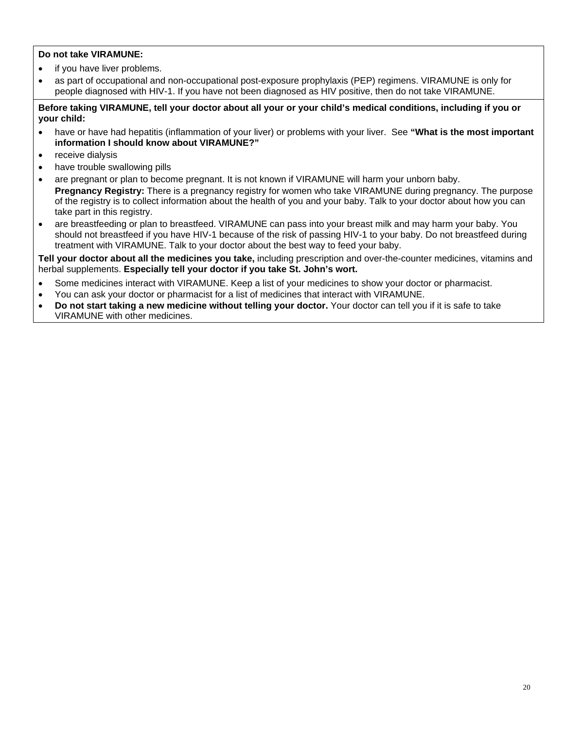**Do not take VIRAMUNE:**

- if you have liver problems.
- as part of occupational and non-occupational post-exposure prophylaxis (PEP) regimens. VIRAMUNE is only for people diagnosed with HIV-1. If you have not been diagnosed as HIV positive, then do not take VIRAMUNE.

**Before taking VIRAMUNE, tell your doctor about all your or your child's medical conditions, including if you or your child:**

- have or have had hepatitis (inflammation of your liver) or problems with your liver. See **"What is the most important information I should know about VIRAMUNE?"**
- receive dialysis
- have trouble swallowing pills
- are pregnant or plan to become pregnant. It is not known if VIRAMUNE will harm your unborn baby.
  **Pregnancy Registry:** There is a pregnancy registry for women who take VIRAMUNE during pregnancy. The purpose of the registry is to collect information about the health of you and your baby. Talk to your doctor about how you can take part in this registry.
- are breastfeeding or plan to breastfeed. VIRAMUNE can pass into your breast milk and may harm your baby. You should not breastfeed if you have HIV-1 because of the risk of passing HIV-1 to your baby. Do not breastfeed during treatment with VIRAMUNE. Talk to your doctor about the best way to feed your baby.

**Tell your doctor about all the medicines you take,** including prescription and over-the-counter medicines, vitamins and herbal supplements. **Especially tell your doctor if you take St. John's wort.**

- Some medicines interact with VIRAMUNE. Keep a list of your medicines to show your doctor or pharmacist.
- You can ask your doctor or pharmacist for a list of medicines that interact with VIRAMUNE.
- **Do not start taking a new medicine without telling your doctor.** Your doctor can tell you if it is safe to take VIRAMUNE with other medicines.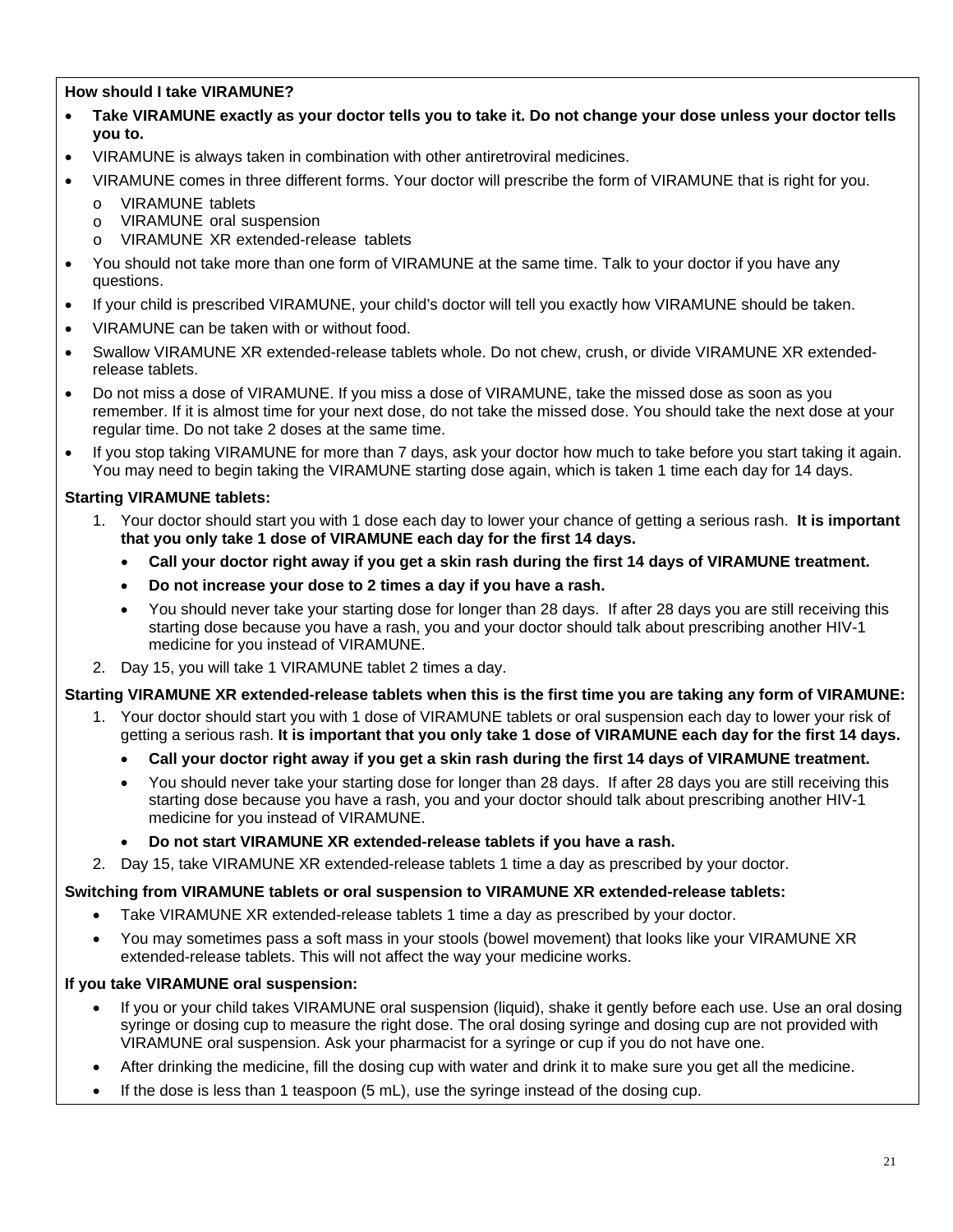**How should I take VIRAMUNE?**

- **Take VIRAMUNE exactly as your doctor tells you to take it. Do not change your dose unless your doctor tells you to.**
- VIRAMUNE is always taken in combination with other antiretroviral medicines.
- VIRAMUNE comes in three different forms. Your doctor will prescribe the form of VIRAMUNE that is right for you.
  - o VIRAMUNE tablets
  - o VIRAMUNE oral suspension
  - o VIRAMUNE XR extended-release tablets
- You should not take more than one form of VIRAMUNE at the same time. Talk to your doctor if you have any questions.
- If your child is prescribed VIRAMUNE, your child's doctor will tell you exactly how VIRAMUNE should be taken.
- VIRAMUNE can be taken with or without food.
- Swallow VIRAMUNE XR extended-release tablets whole. Do not chew, crush, or divide VIRAMUNE XR extended-release tablets.
- Do not miss a dose of VIRAMUNE. If you miss a dose of VIRAMUNE, take the missed dose as soon as you remember. If it is almost time for your next dose, do not take the missed dose. You should take the next dose at your regular time. Do not take 2 doses at the same time.
- If you stop taking VIRAMUNE for more than 7 days, ask your doctor how much to take before you start taking it again. You may need to begin taking the VIRAMUNE starting dose again, which is taken 1 time each day for 14 days.

**Starting VIRAMUNE tablets:**

1. Your doctor should start you with 1 dose each day to lower your chance of getting a serious rash. **It is important that you only take 1 dose of VIRAMUNE each day for the first 14 days.**
   - **Call your doctor right away if you get a skin rash during the first 14 days of VIRAMUNE treatment.**
   - **Do not increase your dose to 2 times a day if you have a rash.**
   - You should never take your starting dose for longer than 28 days. If after 28 days you are still receiving this starting dose because you have a rash, you and your doctor should talk about prescribing another HIV-1 medicine for you instead of VIRAMUNE.
2. Day 15, you will take 1 VIRAMUNE tablet 2 times a day.

**Starting VIRAMUNE XR extended-release tablets when this is the first time you are taking any form of VIRAMUNE:**

1. Your doctor should start you with 1 dose of VIRAMUNE tablets or oral suspension each day to lower your risk of getting a serious rash. **It is important that you only take 1 dose of VIRAMUNE each day for the first 14 days.**
   - **Call your doctor right away if you get a skin rash during the first 14 days of VIRAMUNE treatment.**
   - You should never take your starting dose for longer than 28 days. If after 28 days you are still receiving this starting dose because you have a rash, you and your doctor should talk about prescribing another HIV-1 medicine for you instead of VIRAMUNE.
   - **Do not start VIRAMUNE XR extended-release tablets if you have a rash.**
2. Day 15, take VIRAMUNE XR extended-release tablets 1 time a day as prescribed by your doctor.

**Switching from VIRAMUNE tablets or oral suspension to VIRAMUNE XR extended-release tablets:**

- Take VIRAMUNE XR extended-release tablets 1 time a day as prescribed by your doctor.
- You may sometimes pass a soft mass in your stools (bowel movement) that looks like your VIRAMUNE XR extended-release tablets. This will not affect the way your medicine works.

**If you take VIRAMUNE oral suspension:**

- If you or your child takes VIRAMUNE oral suspension (liquid), shake it gently before each use. Use an oral dosing syringe or dosing cup to measure the right dose. The oral dosing syringe and dosing cup are not provided with VIRAMUNE oral suspension. Ask your pharmacist for a syringe or cup if you do not have one.
- After drinking the medicine, fill the dosing cup with water and drink it to make sure you get all the medicine.
- If the dose is less than 1 teaspoon (5 mL), use the syringe instead of the dosing cup.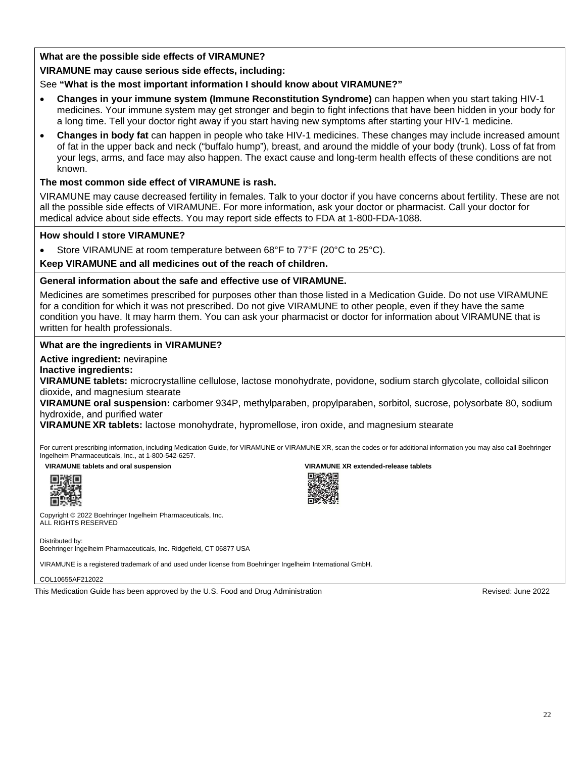**What are the possible side effects of VIRAMUNE?**

**VIRAMUNE may cause serious side effects, including:**

See **"What is the most important information I should know about VIRAMUNE?"**

- **Changes in your immune system (Immune Reconstitution Syndrome)** can happen when you start taking HIV-1 medicines. Your immune system may get stronger and begin to fight infections that have been hidden in your body for a long time. Tell your doctor right away if you start having new symptoms after starting your HIV-1 medicine.
- **Changes in body fat** can happen in people who take HIV-1 medicines. These changes may include increased amount of fat in the upper back and neck ("buffalo hump"), breast, and around the middle of your body (trunk). Loss of fat from your legs, arms, and face may also happen. The exact cause and long-term health effects of these conditions are not known.

**The most common side effect of VIRAMUNE is rash.**

VIRAMUNE may cause decreased fertility in females. Talk to your doctor if you have concerns about fertility. These are not all the possible side effects of VIRAMUNE. For more information, ask your doctor or pharmacist. Call your doctor for medical advice about side effects. You may report side effects to FDA at 1-800-FDA-1088.

**How should I store VIRAMUNE?**

- Store VIRAMUNE at room temperature between 68°F to 77°F (20°C to 25°C).

**Keep VIRAMUNE and all medicines out of the reach of children.**

**General information about the safe and effective use of VIRAMUNE.**

Medicines are sometimes prescribed for purposes other than those listed in a Medication Guide. Do not use VIRAMUNE for a condition for which it was not prescribed. Do not give VIRAMUNE to other people, even if they have the same condition you have. It may harm them. You can ask your pharmacist or doctor for information about VIRAMUNE that is written for health professionals.

**What are the ingredients in VIRAMUNE?**

**Active ingredient:** nevirapine
**Inactive ingredients:**
**VIRAMUNE tablets:** microcrystalline cellulose, lactose monohydrate, povidone, sodium starch glycolate, colloidal silicon dioxide, and magnesium stearate
**VIRAMUNE oral suspension:** carbomer 934P, methylparaben, propylparaben, sorbitol, sucrose, polysorbate 80, sodium hydroxide, and purified water
**VIRAMUNE XR tablets:** lactose monohydrate, hypromellose, iron oxide, and magnesium stearate

For current prescribing information, including Medication Guide, for VIRAMUNE or VIRAMUNE XR, scan the codes or for additional information you may also call Boehringer Ingelheim Pharmaceuticals, Inc., at 1-800-542-6257.

**VIRAMUNE tablets and oral suspension**

**VIRAMUNE XR extended-release tablets**

Copyright © 2022 Boehringer Ingelheim Pharmaceuticals, Inc.
ALL RIGHTS RESERVED

Distributed by:
Boehringer Ingelheim Pharmaceuticals, Inc. Ridgefield, CT 06877 USA

VIRAMUNE is a registered trademark of and used under license from Boehringer Ingelheim International GmbH.

COL10655AF212022

This Medication Guide has been approved by the U.S. Food and Drug Administration

Revised: June 2022